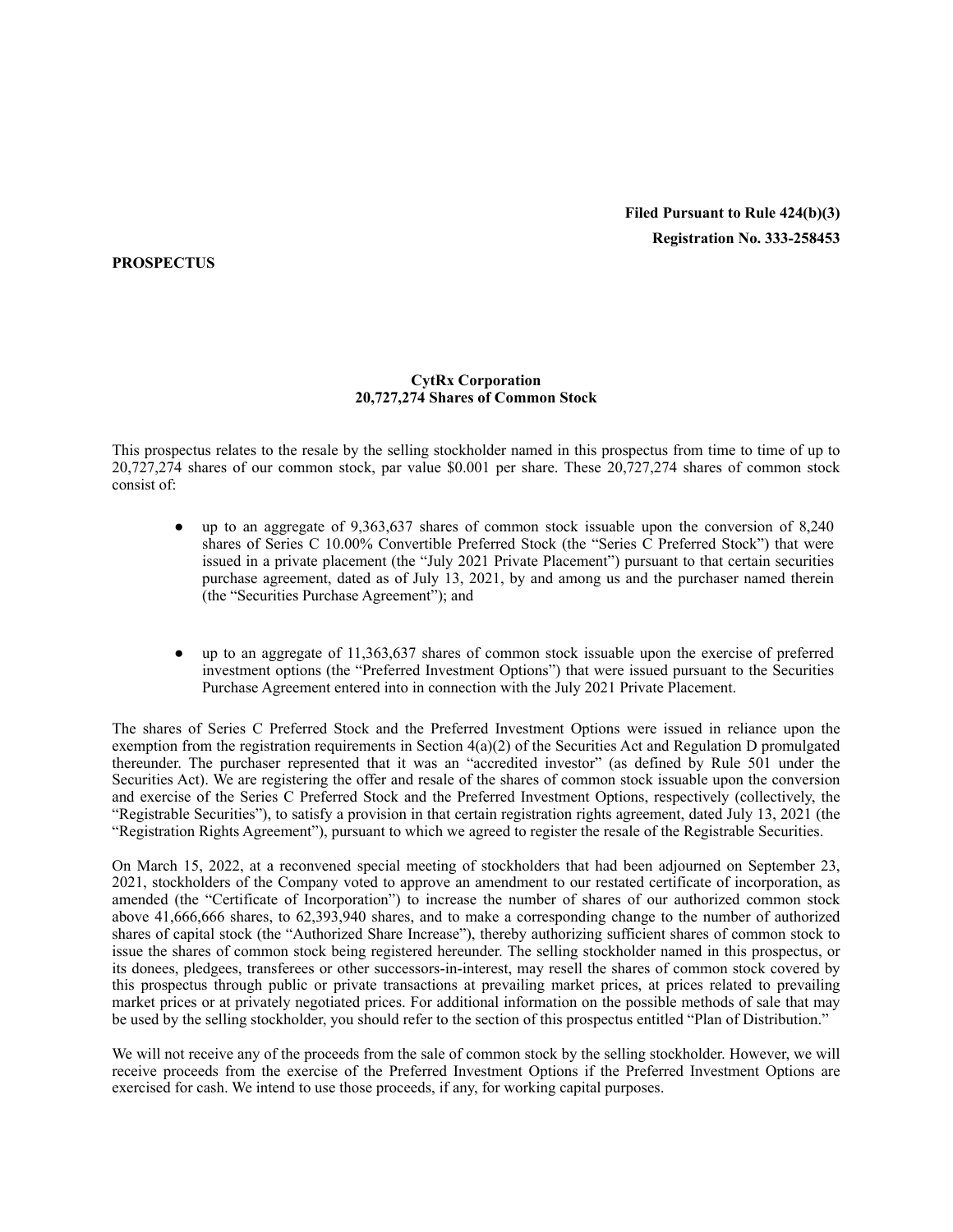**Filed Pursuant to Rule 424(b)(3)**

**Registration No. 333-258453**

**PROSPECTUS**

**CytRx Corporation**
**20,727,274 Shares of Common Stock**

This prospectus relates to the resale by the selling stockholder named in this prospectus from time to time of up to 20,727,274 shares of our common stock, par value $0.001 per share. These 20,727,274 shares of common stock consist of:

- up to an aggregate of 9,363,637 shares of common stock issuable upon the conversion of 8,240 shares of Series C 10.00% Convertible Preferred Stock (the "Series C Preferred Stock") that were issued in a private placement (the "July 2021 Private Placement") pursuant to that certain securities purchase agreement, dated as of July 13, 2021, by and among us and the purchaser named therein (the "Securities Purchase Agreement"); and

- up to an aggregate of 11,363,637 shares of common stock issuable upon the exercise of preferred investment options (the "Preferred Investment Options") that were issued pursuant to the Securities Purchase Agreement entered into in connection with the July 2021 Private Placement.

The shares of Series C Preferred Stock and the Preferred Investment Options were issued in reliance upon the exemption from the registration requirements in Section 4(a)(2) of the Securities Act and Regulation D promulgated thereunder. The purchaser represented that it was an "accredited investor" (as defined by Rule 501 under the Securities Act). We are registering the offer and resale of the shares of common stock issuable upon the conversion and exercise of the Series C Preferred Stock and the Preferred Investment Options, respectively (collectively, the "Registrable Securities"), to satisfy a provision in that certain registration rights agreement, dated July 13, 2021 (the "Registration Rights Agreement"), pursuant to which we agreed to register the resale of the Registrable Securities.

On March 15, 2022, at a reconvened special meeting of stockholders that had been adjourned on September 23, 2021, stockholders of the Company voted to approve an amendment to our restated certificate of incorporation, as amended (the "Certificate of Incorporation") to increase the number of shares of our authorized common stock above 41,666,666 shares, to 62,393,940 shares, and to make a corresponding change to the number of authorized shares of capital stock (the "Authorized Share Increase"), thereby authorizing sufficient shares of common stock to issue the shares of common stock being registered hereunder. The selling stockholder named in this prospectus, or its donees, pledgees, transferees or other successors-in-interest, may resell the shares of common stock covered by this prospectus through public or private transactions at prevailing market prices, at prices related to prevailing market prices or at privately negotiated prices. For additional information on the possible methods of sale that may be used by the selling stockholder, you should refer to the section of this prospectus entitled "Plan of Distribution."

We will not receive any of the proceeds from the sale of common stock by the selling stockholder. However, we will receive proceeds from the exercise of the Preferred Investment Options if the Preferred Investment Options are exercised for cash. We intend to use those proceeds, if any, for working capital purposes.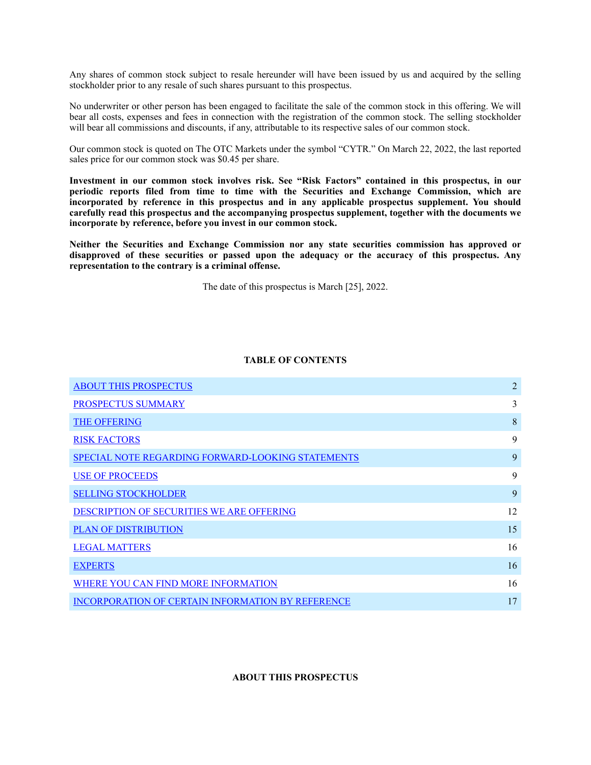Any shares of common stock subject to resale hereunder will have been issued by us and acquired by the selling stockholder prior to any resale of such shares pursuant to this prospectus.

No underwriter or other person has been engaged to facilitate the sale of the common stock in this offering. We will bear all costs, expenses and fees in connection with the registration of the common stock. The selling stockholder will bear all commissions and discounts, if any, attributable to its respective sales of our common stock.

Our common stock is quoted on The OTC Markets under the symbol "CYTR." On March 22, 2022, the last reported sales price for our common stock was $0.45 per share.

**Investment in our common stock involves risk. See "Risk Factors" contained in this prospectus, in our periodic reports filed from time to time with the Securities and Exchange Commission, which are incorporated by reference in this prospectus and in any applicable prospectus supplement. You should carefully read this prospectus and the accompanying prospectus supplement, together with the documents we incorporate by reference, before you invest in our common stock.**

**Neither the Securities and Exchange Commission nor any state securities commission has approved or disapproved of these securities or passed upon the adequacy or the accuracy of this prospectus. Any representation to the contrary is a criminal offense.**

The date of this prospectus is March [25], 2022.

**TABLE OF CONTENTS**

| | |
|---|---|
| ABOUT THIS PROSPECTUS | 2 |
| PROSPECTUS SUMMARY | 3 |
| THE OFFERING | 8 |
| RISK FACTORS | 9 |
| SPECIAL NOTE REGARDING FORWARD-LOOKING STATEMENTS | 9 |
| USE OF PROCEEDS | 9 |
| SELLING STOCKHOLDER | 9 |
| DESCRIPTION OF SECURITIES WE ARE OFFERING | 12 |
| PLAN OF DISTRIBUTION | 15 |
| LEGAL MATTERS | 16 |
| EXPERTS | 16 |
| WHERE YOU CAN FIND MORE INFORMATION | 16 |
| INCORPORATION OF CERTAIN INFORMATION BY REFERENCE | 17 |

## ABOUT THIS PROSPECTUS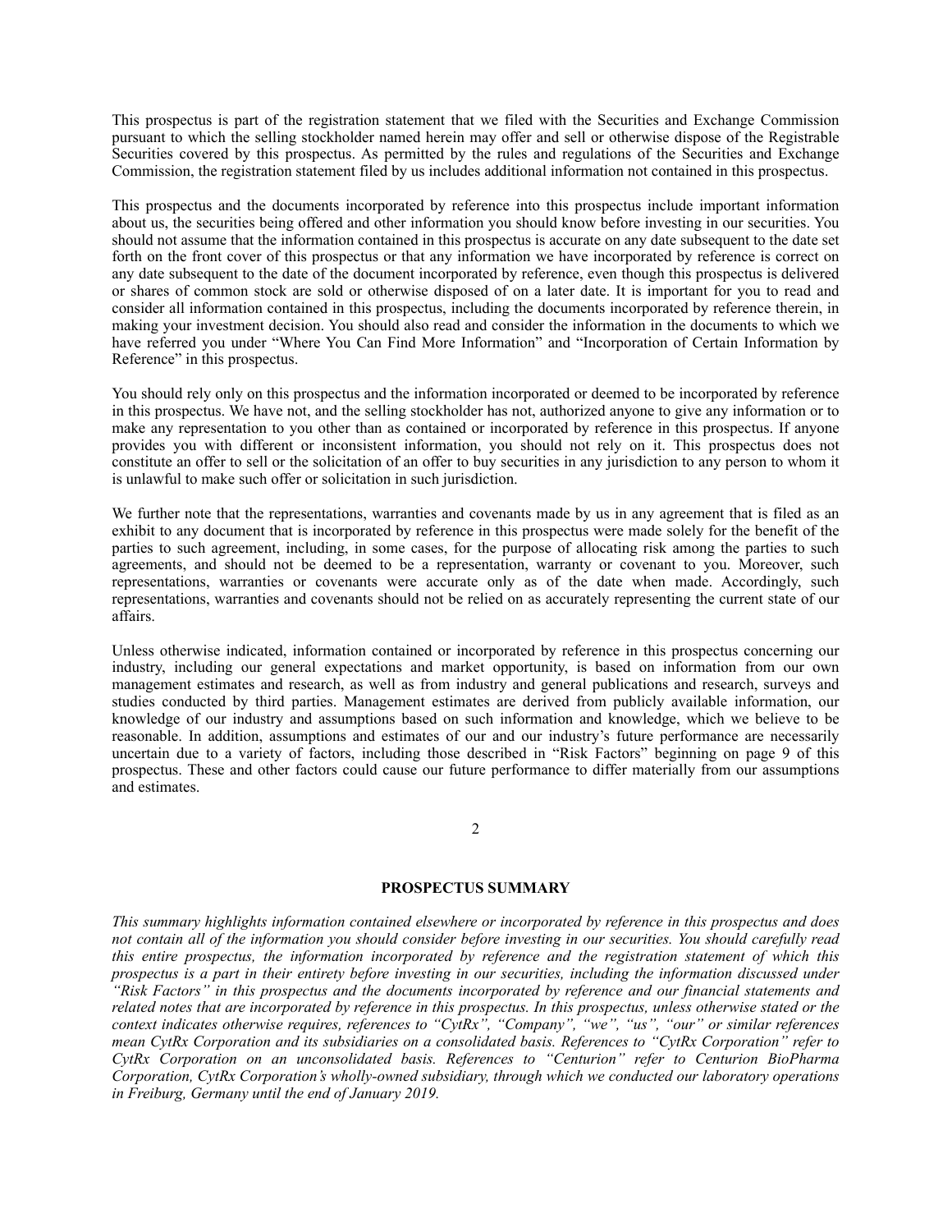This prospectus is part of the registration statement that we filed with the Securities and Exchange Commission pursuant to which the selling stockholder named herein may offer and sell or otherwise dispose of the Registrable Securities covered by this prospectus. As permitted by the rules and regulations of the Securities and Exchange Commission, the registration statement filed by us includes additional information not contained in this prospectus.

This prospectus and the documents incorporated by reference into this prospectus include important information about us, the securities being offered and other information you should know before investing in our securities. You should not assume that the information contained in this prospectus is accurate on any date subsequent to the date set forth on the front cover of this prospectus or that any information we have incorporated by reference is correct on any date subsequent to the date of the document incorporated by reference, even though this prospectus is delivered or shares of common stock are sold or otherwise disposed of on a later date. It is important for you to read and consider all information contained in this prospectus, including the documents incorporated by reference therein, in making your investment decision. You should also read and consider the information in the documents to which we have referred you under "Where You Can Find More Information" and "Incorporation of Certain Information by Reference" in this prospectus.

You should rely only on this prospectus and the information incorporated or deemed to be incorporated by reference in this prospectus. We have not, and the selling stockholder has not, authorized anyone to give any information or to make any representation to you other than as contained or incorporated by reference in this prospectus. If anyone provides you with different or inconsistent information, you should not rely on it. This prospectus does not constitute an offer to sell or the solicitation of an offer to buy securities in any jurisdiction to any person to whom it is unlawful to make such offer or solicitation in such jurisdiction.

We further note that the representations, warranties and covenants made by us in any agreement that is filed as an exhibit to any document that is incorporated by reference in this prospectus were made solely for the benefit of the parties to such agreement, including, in some cases, for the purpose of allocating risk among the parties to such agreements, and should not be deemed to be a representation, warranty or covenant to you. Moreover, such representations, warranties or covenants were accurate only as of the date when made. Accordingly, such representations, warranties and covenants should not be relied on as accurately representing the current state of our affairs.

Unless otherwise indicated, information contained or incorporated by reference in this prospectus concerning our industry, including our general expectations and market opportunity, is based on information from our own management estimates and research, as well as from industry and general publications and research, surveys and studies conducted by third parties. Management estimates are derived from publicly available information, our knowledge of our industry and assumptions based on such information and knowledge, which we believe to be reasonable. In addition, assumptions and estimates of our and our industry's future performance are necessarily uncertain due to a variety of factors, including those described in "Risk Factors" beginning on page 9 of this prospectus. These and other factors could cause our future performance to differ materially from our assumptions and estimates.

## PROSPECTUS SUMMARY

*This summary highlights information contained elsewhere or incorporated by reference in this prospectus and does not contain all of the information you should consider before investing in our securities. You should carefully read this entire prospectus, the information incorporated by reference and the registration statement of which this prospectus is a part in their entirety before investing in our securities, including the information discussed under "Risk Factors" in this prospectus and the documents incorporated by reference and our financial statements and related notes that are incorporated by reference in this prospectus. In this prospectus, unless otherwise stated or the context indicates otherwise requires, references to "CytRx", "Company", "we", "us", "our" or similar references mean CytRx Corporation and its subsidiaries on a consolidated basis. References to "CytRx Corporation" refer to CytRx Corporation on an unconsolidated basis. References to "Centurion" refer to Centurion BioPharma Corporation, CytRx Corporation's wholly-owned subsidiary, through which we conducted our laboratory operations in Freiburg, Germany until the end of January 2019.*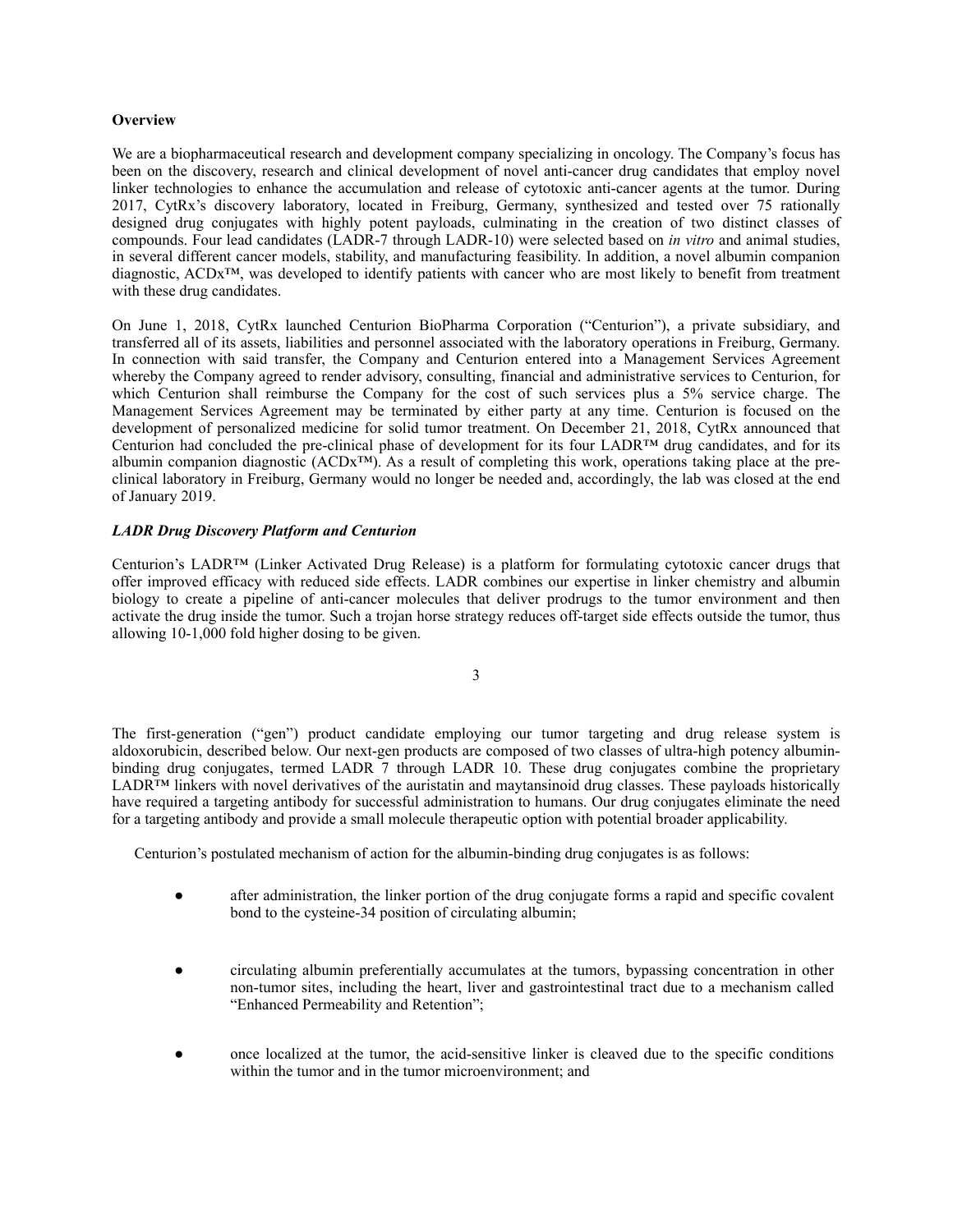**Overview**

We are a biopharmaceutical research and development company specializing in oncology. The Company's focus has been on the discovery, research and clinical development of novel anti-cancer drug candidates that employ novel linker technologies to enhance the accumulation and release of cytotoxic anti-cancer agents at the tumor. During 2017, CytRx's discovery laboratory, located in Freiburg, Germany, synthesized and tested over 75 rationally designed drug conjugates with highly potent payloads, culminating in the creation of two distinct classes of compounds. Four lead candidates (LADR-7 through LADR-10) were selected based on *in vitro* and animal studies, in several different cancer models, stability, and manufacturing feasibility. In addition, a novel albumin companion diagnostic, ACDx™, was developed to identify patients with cancer who are most likely to benefit from treatment with these drug candidates.

On June 1, 2018, CytRx launched Centurion BioPharma Corporation ("Centurion"), a private subsidiary, and transferred all of its assets, liabilities and personnel associated with the laboratory operations in Freiburg, Germany. In connection with said transfer, the Company and Centurion entered into a Management Services Agreement whereby the Company agreed to render advisory, consulting, financial and administrative services to Centurion, for which Centurion shall reimburse the Company for the cost of such services plus a 5% service charge. The Management Services Agreement may be terminated by either party at any time. Centurion is focused on the development of personalized medicine for solid tumor treatment. On December 21, 2018, CytRx announced that Centurion had concluded the pre-clinical phase of development for its four LADR™ drug candidates, and for its albumin companion diagnostic (ACDx™). As a result of completing this work, operations taking place at the pre-clinical laboratory in Freiburg, Germany would no longer be needed and, accordingly, the lab was closed at the end of January 2019.

***LADR Drug Discovery Platform and Centurion***

Centurion's LADR™ (Linker Activated Drug Release) is a platform for formulating cytotoxic cancer drugs that offer improved efficacy with reduced side effects. LADR combines our expertise in linker chemistry and albumin biology to create a pipeline of anti-cancer molecules that deliver prodrugs to the tumor environment and then activate the drug inside the tumor. Such a trojan horse strategy reduces off-target side effects outside the tumor, thus allowing 10-1,000 fold higher dosing to be given.

The first-generation ("gen") product candidate employing our tumor targeting and drug release system is aldoxorubicin, described below. Our next-gen products are composed of two classes of ultra-high potency albumin-binding drug conjugates, termed LADR 7 through LADR 10. These drug conjugates combine the proprietary LADR™ linkers with novel derivatives of the auristatin and maytansinoid drug classes. These payloads historically have required a targeting antibody for successful administration to humans. Our drug conjugates eliminate the need for a targeting antibody and provide a small molecule therapeutic option with potential broader applicability.

Centurion's postulated mechanism of action for the albumin-binding drug conjugates is as follows:

- after administration, the linker portion of the drug conjugate forms a rapid and specific covalent bond to the cysteine-34 position of circulating albumin;
- circulating albumin preferentially accumulates at the tumors, bypassing concentration in other non-tumor sites, including the heart, liver and gastrointestinal tract due to a mechanism called "Enhanced Permeability and Retention";
- once localized at the tumor, the acid-sensitive linker is cleaved due to the specific conditions within the tumor and in the tumor microenvironment; and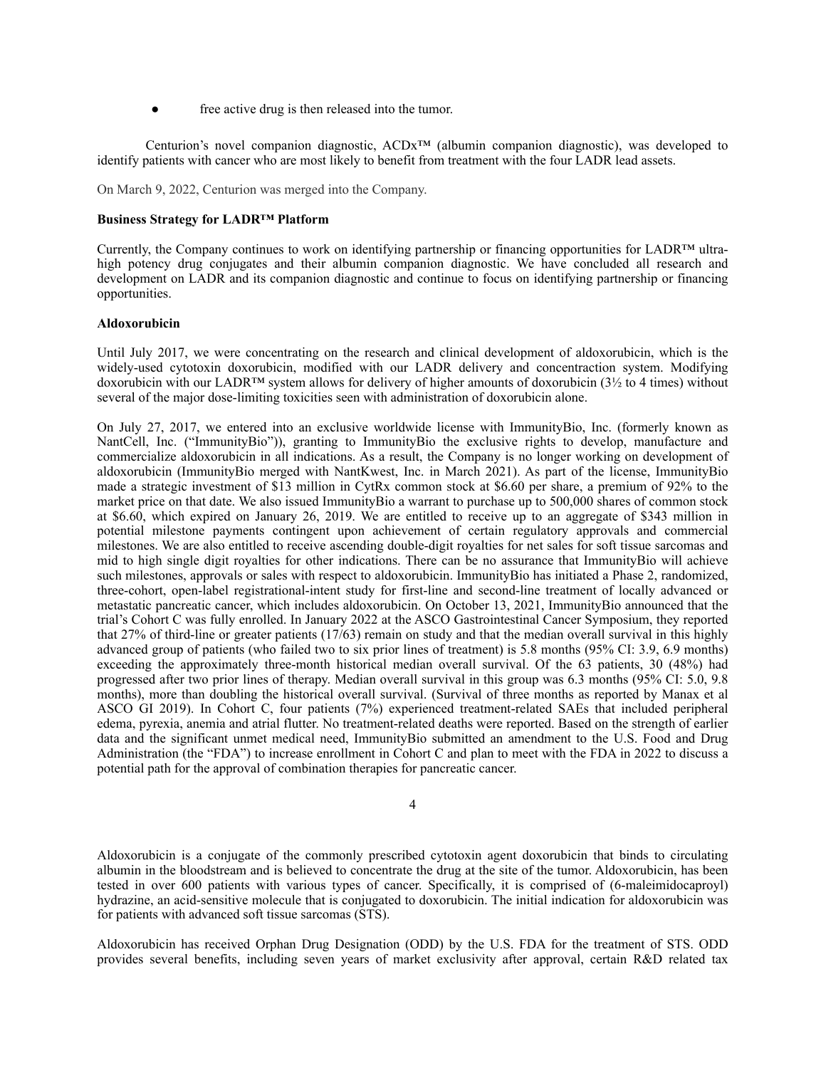- free active drug is then released into the tumor.

Centurion's novel companion diagnostic, ACDx™ (albumin companion diagnostic), was developed to identify patients with cancer who are most likely to benefit from treatment with the four LADR lead assets.

On March 9, 2022, Centurion was merged into the Company.

**Business Strategy for LADR™ Platform**

Currently, the Company continues to work on identifying partnership or financing opportunities for LADR™ ultra-high potency drug conjugates and their albumin companion diagnostic. We have concluded all research and development on LADR and its companion diagnostic and continue to focus on identifying partnership or financing opportunities.

**Aldoxorubicin**

Until July 2017, we were concentrating on the research and clinical development of aldoxorubicin, which is the widely-used cytotoxin doxorubicin, modified with our LADR delivery and concentraction system. Modifying doxorubicin with our LADR™ system allows for delivery of higher amounts of doxorubicin (3½ to 4 times) without several of the major dose-limiting toxicities seen with administration of doxorubicin alone.

On July 27, 2017, we entered into an exclusive worldwide license with ImmunityBio, Inc. (formerly known as NantCell, Inc. ("ImmunityBio")), granting to ImmunityBio the exclusive rights to develop, manufacture and commercialize aldoxorubicin in all indications. As a result, the Company is no longer working on development of aldoxorubicin (ImmunityBio merged with NantKwest, Inc. in March 2021). As part of the license, ImmunityBio made a strategic investment of $13 million in CytRx common stock at $6.60 per share, a premium of 92% to the market price on that date. We also issued ImmunityBio a warrant to purchase up to 500,000 shares of common stock at $6.60, which expired on January 26, 2019. We are entitled to receive up to an aggregate of $343 million in potential milestone payments contingent upon achievement of certain regulatory approvals and commercial milestones. We are also entitled to receive ascending double-digit royalties for net sales for soft tissue sarcomas and mid to high single digit royalties for other indications. There can be no assurance that ImmunityBio will achieve such milestones, approvals or sales with respect to aldoxorubicin. ImmunityBio has initiated a Phase 2, randomized, three-cohort, open-label registrational-intent study for first-line and second-line treatment of locally advanced or metastatic pancreatic cancer, which includes aldoxorubicin. On October 13, 2021, ImmunityBio announced that the trial's Cohort C was fully enrolled. In January 2022 at the ASCO Gastrointestinal Cancer Symposium, they reported that 27% of third-line or greater patients (17/63) remain on study and that the median overall survival in this highly advanced group of patients (who failed two to six prior lines of treatment) is 5.8 months (95% CI: 3.9, 6.9 months) exceeding the approximately three-month historical median overall survival. Of the 63 patients, 30 (48%) had progressed after two prior lines of therapy. Median overall survival in this group was 6.3 months (95% CI: 5.0, 9.8 months), more than doubling the historical overall survival. (Survival of three months as reported by Manax et al ASCO GI 2019). In Cohort C, four patients (7%) experienced treatment-related SAEs that included peripheral edema, pyrexia, anemia and atrial flutter. No treatment-related deaths were reported. Based on the strength of earlier data and the significant unmet medical need, ImmunityBio submitted an amendment to the U.S. Food and Drug Administration (the "FDA") to increase enrollment in Cohort C and plan to meet with the FDA in 2022 to discuss a potential path for the approval of combination therapies for pancreatic cancer.

Aldoxorubicin is a conjugate of the commonly prescribed cytotoxin agent doxorubicin that binds to circulating albumin in the bloodstream and is believed to concentrate the drug at the site of the tumor. Aldoxorubicin, has been tested in over 600 patients with various types of cancer. Specifically, it is comprised of (6-maleimidocaproyl) hydrazine, an acid-sensitive molecule that is conjugated to doxorubicin. The initial indication for aldoxorubicin was for patients with advanced soft tissue sarcomas (STS).

Aldoxorubicin has received Orphan Drug Designation (ODD) by the U.S. FDA for the treatment of STS. ODD provides several benefits, including seven years of market exclusivity after approval, certain R&D related tax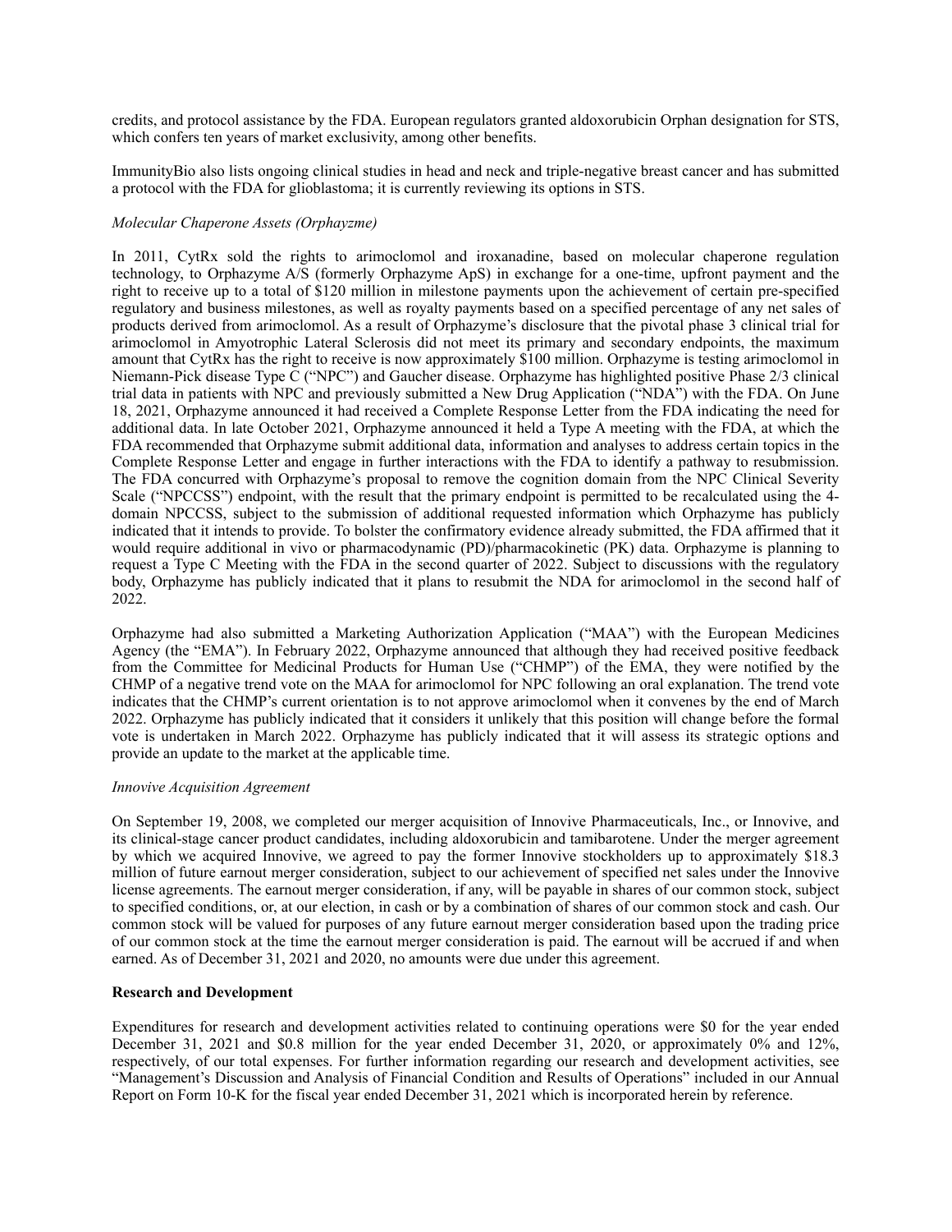credits, and protocol assistance by the FDA. European regulators granted aldoxorubicin Orphan designation for STS, which confers ten years of market exclusivity, among other benefits.

ImmunityBio also lists ongoing clinical studies in head and neck and triple-negative breast cancer and has submitted a protocol with the FDA for glioblastoma; it is currently reviewing its options in STS.

*Molecular Chaperone Assets (Orphayzme)*

In 2011, CytRx sold the rights to arimoclomol and iroxanadine, based on molecular chaperone regulation technology, to Orphazyme A/S (formerly Orphazyme ApS) in exchange for a one-time, upfront payment and the right to receive up to a total of $120 million in milestone payments upon the achievement of certain pre-specified regulatory and business milestones, as well as royalty payments based on a specified percentage of any net sales of products derived from arimoclomol. As a result of Orphazyme's disclosure that the pivotal phase 3 clinical trial for arimoclomol in Amyotrophic Lateral Sclerosis did not meet its primary and secondary endpoints, the maximum amount that CytRx has the right to receive is now approximately $100 million. Orphazyme is testing arimoclomol in Niemann-Pick disease Type C ("NPC") and Gaucher disease. Orphazyme has highlighted positive Phase 2/3 clinical trial data in patients with NPC and previously submitted a New Drug Application ("NDA") with the FDA. On June 18, 2021, Orphazyme announced it had received a Complete Response Letter from the FDA indicating the need for additional data. In late October 2021, Orphazyme announced it held a Type A meeting with the FDA, at which the FDA recommended that Orphazyme submit additional data, information and analyses to address certain topics in the Complete Response Letter and engage in further interactions with the FDA to identify a pathway to resubmission. The FDA concurred with Orphazyme's proposal to remove the cognition domain from the NPC Clinical Severity Scale ("NPCCSS") endpoint, with the result that the primary endpoint is permitted to be recalculated using the 4-domain NPCCSS, subject to the submission of additional requested information which Orphazyme has publicly indicated that it intends to provide. To bolster the confirmatory evidence already submitted, the FDA affirmed that it would require additional in vivo or pharmacodynamic (PD)/pharmacokinetic (PK) data. Orphazyme is planning to request a Type C Meeting with the FDA in the second quarter of 2022. Subject to discussions with the regulatory body, Orphazyme has publicly indicated that it plans to resubmit the NDA for arimoclomol in the second half of 2022.

Orphazyme had also submitted a Marketing Authorization Application ("MAA") with the European Medicines Agency (the "EMA"). In February 2022, Orphazyme announced that although they had received positive feedback from the Committee for Medicinal Products for Human Use ("CHMP") of the EMA, they were notified by the CHMP of a negative trend vote on the MAA for arimoclomol for NPC following an oral explanation. The trend vote indicates that the CHMP's current orientation is to not approve arimoclomol when it convenes by the end of March 2022. Orphazyme has publicly indicated that it considers it unlikely that this position will change before the formal vote is undertaken in March 2022. Orphazyme has publicly indicated that it will assess its strategic options and provide an update to the market at the applicable time.

*Innovive Acquisition Agreement*

On September 19, 2008, we completed our merger acquisition of Innovive Pharmaceuticals, Inc., or Innovive, and its clinical-stage cancer product candidates, including aldoxorubicin and tamibarotene. Under the merger agreement by which we acquired Innovive, we agreed to pay the former Innovive stockholders up to approximately $18.3 million of future earnout merger consideration, subject to our achievement of specified net sales under the Innovive license agreements. The earnout merger consideration, if any, will be payable in shares of our common stock, subject to specified conditions, or, at our election, in cash or by a combination of shares of our common stock and cash. Our common stock will be valued for purposes of any future earnout merger consideration based upon the trading price of our common stock at the time the earnout merger consideration is paid. The earnout will be accrued if and when earned. As of December 31, 2021 and 2020, no amounts were due under this agreement.

**Research and Development**

Expenditures for research and development activities related to continuing operations were $0 for the year ended December 31, 2021 and $0.8 million for the year ended December 31, 2020, or approximately 0% and 12%, respectively, of our total expenses. For further information regarding our research and development activities, see "Management's Discussion and Analysis of Financial Condition and Results of Operations" included in our Annual Report on Form 10-K for the fiscal year ended December 31, 2021 which is incorporated herein by reference.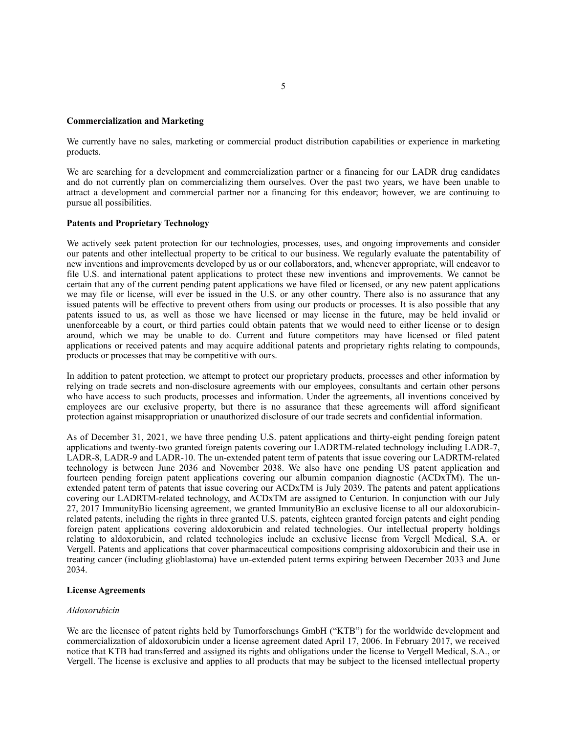**Commercialization and Marketing**

We currently have no sales, marketing or commercial product distribution capabilities or experience in marketing products.

We are searching for a development and commercialization partner or a financing for our LADR drug candidates and do not currently plan on commercializing them ourselves. Over the past two years, we have been unable to attract a development and commercial partner nor a financing for this endeavor; however, we are continuing to pursue all possibilities.

**Patents and Proprietary Technology**

We actively seek patent protection for our technologies, processes, uses, and ongoing improvements and consider our patents and other intellectual property to be critical to our business. We regularly evaluate the patentability of new inventions and improvements developed by us or our collaborators, and, whenever appropriate, will endeavor to file U.S. and international patent applications to protect these new inventions and improvements. We cannot be certain that any of the current pending patent applications we have filed or licensed, or any new patent applications we may file or license, will ever be issued in the U.S. or any other country. There also is no assurance that any issued patents will be effective to prevent others from using our products or processes. It is also possible that any patents issued to us, as well as those we have licensed or may license in the future, may be held invalid or unenforceable by a court, or third parties could obtain patents that we would need to either license or to design around, which we may be unable to do. Current and future competitors may have licensed or filed patent applications or received patents and may acquire additional patents and proprietary rights relating to compounds, products or processes that may be competitive with ours.

In addition to patent protection, we attempt to protect our proprietary products, processes and other information by relying on trade secrets and non-disclosure agreements with our employees, consultants and certain other persons who have access to such products, processes and information. Under the agreements, all inventions conceived by employees are our exclusive property, but there is no assurance that these agreements will afford significant protection against misappropriation or unauthorized disclosure of our trade secrets and confidential information.

As of December 31, 2021, we have three pending U.S. patent applications and thirty-eight pending foreign patent applications and twenty-two granted foreign patents covering our LADRTM-related technology including LADR-7, LADR-8, LADR-9 and LADR-10. The un-extended patent term of patents that issue covering our LADRTM-related technology is between June 2036 and November 2038. We also have one pending US patent application and fourteen pending foreign patent applications covering our albumin companion diagnostic (ACDxTM). The un-extended patent term of patents that issue covering our ACDxTM is July 2039. The patents and patent applications covering our LADRTM-related technology, and ACDxTM are assigned to Centurion. In conjunction with our July 27, 2017 ImmunityBio licensing agreement, we granted ImmunityBio an exclusive license to all our aldoxorubicin-related patents, including the rights in three granted U.S. patents, eighteen granted foreign patents and eight pending foreign patent applications covering aldoxorubicin and related technologies. Our intellectual property holdings relating to aldoxorubicin, and related technologies include an exclusive license from Vergell Medical, S.A. or Vergell. Patents and applications that cover pharmaceutical compositions comprising aldoxorubicin and their use in treating cancer (including glioblastoma) have un-extended patent terms expiring between December 2033 and June 2034.

**License Agreements**

*Aldoxorubicin*

We are the licensee of patent rights held by Tumorforschungs GmbH ("KTB") for the worldwide development and commercialization of aldoxorubicin under a license agreement dated April 17, 2006. In February 2017, we received notice that KTB had transferred and assigned its rights and obligations under the license to Vergell Medical, S.A., or Vergell. The license is exclusive and applies to all products that may be subject to the licensed intellectual property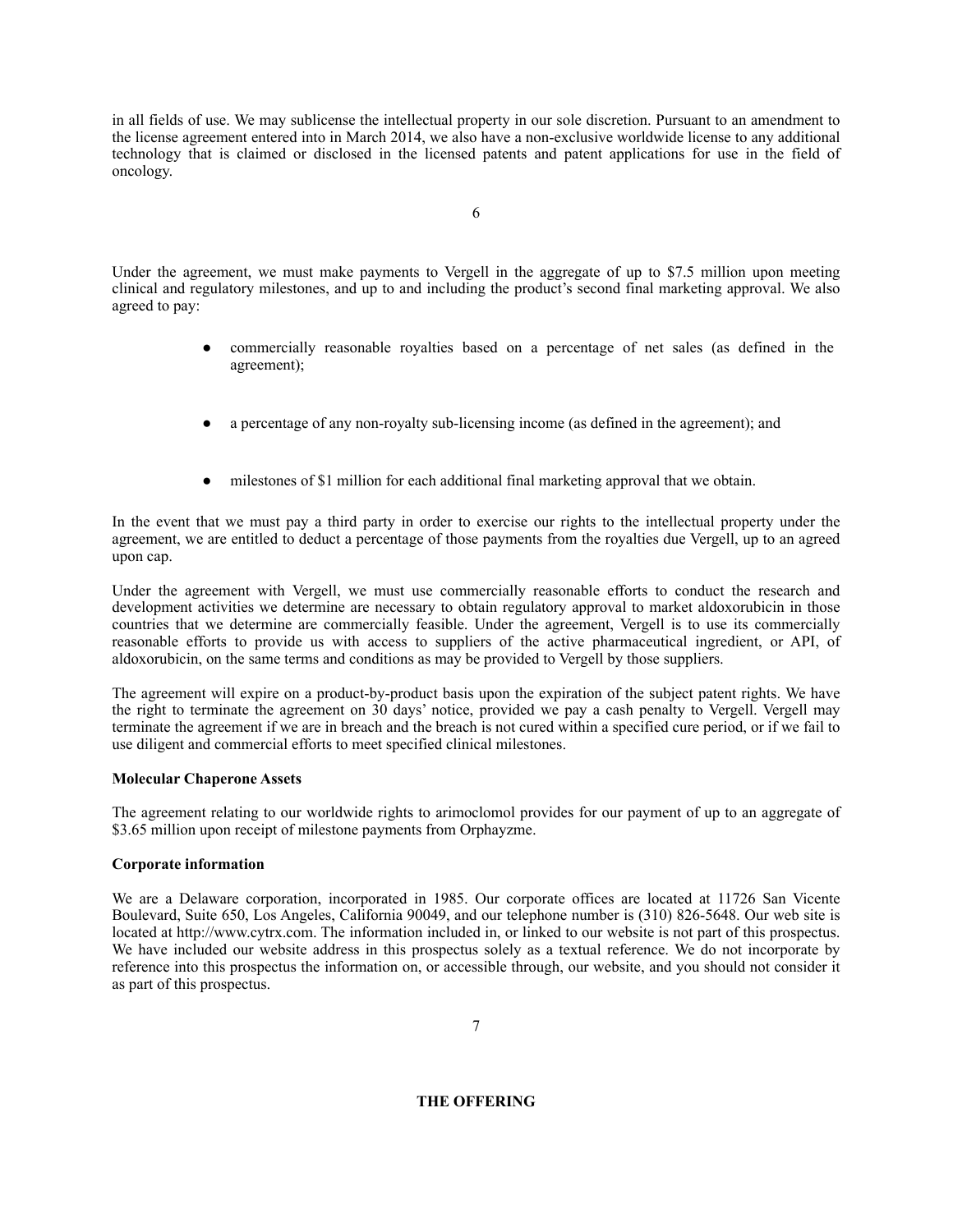in all fields of use. We may sublicense the intellectual property in our sole discretion. Pursuant to an amendment to the license agreement entered into in March 2014, we also have a non-exclusive worldwide license to any additional technology that is claimed or disclosed in the licensed patents and patent applications for use in the field of oncology.

Under the agreement, we must make payments to Vergell in the aggregate of up to $7.5 million upon meeting clinical and regulatory milestones, and up to and including the product's second final marketing approval. We also agreed to pay:

- commercially reasonable royalties based on a percentage of net sales (as defined in the agreement);
- a percentage of any non-royalty sub-licensing income (as defined in the agreement); and
- milestones of $1 million for each additional final marketing approval that we obtain.

In the event that we must pay a third party in order to exercise our rights to the intellectual property under the agreement, we are entitled to deduct a percentage of those payments from the royalties due Vergell, up to an agreed upon cap.

Under the agreement with Vergell, we must use commercially reasonable efforts to conduct the research and development activities we determine are necessary to obtain regulatory approval to market aldoxorubicin in those countries that we determine are commercially feasible. Under the agreement, Vergell is to use its commercially reasonable efforts to provide us with access to suppliers of the active pharmaceutical ingredient, or API, of aldoxorubicin, on the same terms and conditions as may be provided to Vergell by those suppliers.

The agreement will expire on a product-by-product basis upon the expiration of the subject patent rights. We have the right to terminate the agreement on 30 days' notice, provided we pay a cash penalty to Vergell. Vergell may terminate the agreement if we are in breach and the breach is not cured within a specified cure period, or if we fail to use diligent and commercial efforts to meet specified clinical milestones.

**Molecular Chaperone Assets**

The agreement relating to our worldwide rights to arimoclomol provides for our payment of up to an aggregate of $3.65 million upon receipt of milestone payments from Orphayzme.

**Corporate information**

We are a Delaware corporation, incorporated in 1985. Our corporate offices are located at 11726 San Vicente Boulevard, Suite 650, Los Angeles, California 90049, and our telephone number is (310) 826-5648. Our web site is located at http://www.cytrx.com. The information included in, or linked to our website is not part of this prospectus. We have included our website address in this prospectus solely as a textual reference. We do not incorporate by reference into this prospectus the information on, or accessible through, our website, and you should not consider it as part of this prospectus.

## THE OFFERING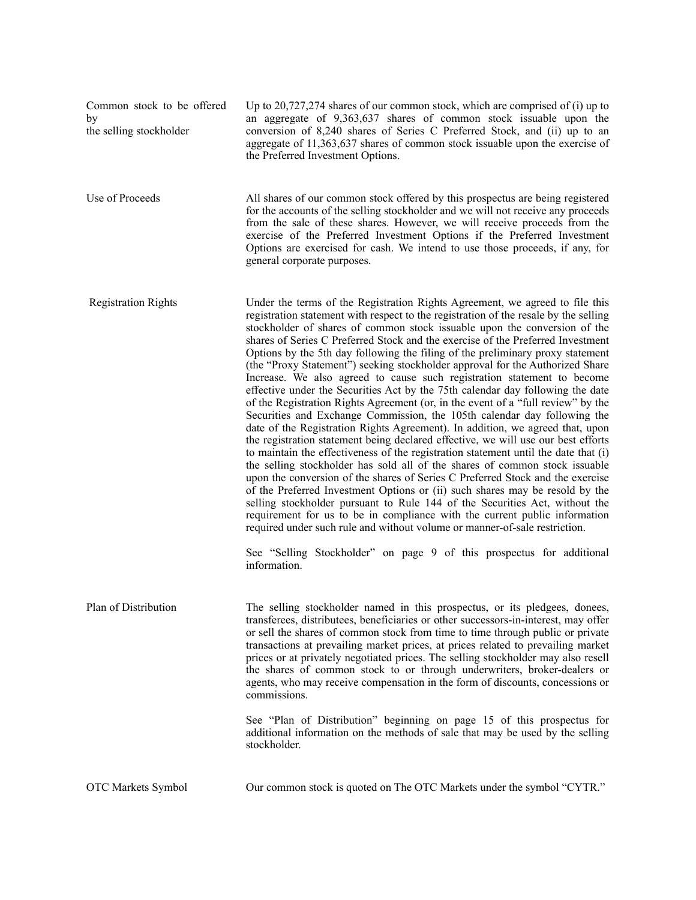| | |
|---|---|
| Common stock to be offered by the selling stockholder | Up to 20,727,274 shares of our common stock, which are comprised of (i) up to an aggregate of 9,363,637 shares of common stock issuable upon the conversion of 8,240 shares of Series C Preferred Stock, and (ii) up to an aggregate of 11,363,637 shares of common stock issuable upon the exercise of the Preferred Investment Options. |
| Use of Proceeds | All shares of our common stock offered by this prospectus are being registered for the accounts of the selling stockholder and we will not receive any proceeds from the sale of these shares. However, we will receive proceeds from the exercise of the Preferred Investment Options if the Preferred Investment Options are exercised for cash. We intend to use those proceeds, if any, for general corporate purposes. |
| Registration Rights | Under the terms of the Registration Rights Agreement, we agreed to file this registration statement with respect to the registration of the resale by the selling stockholder of shares of common stock issuable upon the conversion of the shares of Series C Preferred Stock and the exercise of the Preferred Investment Options by the 5th day following the filing of the preliminary proxy statement (the "Proxy Statement") seeking stockholder approval for the Authorized Share Increase. We also agreed to cause such registration statement to become effective under the Securities Act by the 75th calendar day following the date of the Registration Rights Agreement (or, in the event of a "full review" by the Securities and Exchange Commission, the 105th calendar day following the date of the Registration Rights Agreement). In addition, we agreed that, upon the registration statement being declared effective, we will use our best efforts to maintain the effectiveness of the registration statement until the date that (i) the selling stockholder has sold all of the shares of common stock issuable upon the conversion of the shares of Series C Preferred Stock and the exercise of the Preferred Investment Options or (ii) such shares may be resold by the selling stockholder pursuant to Rule 144 of the Securities Act, without the requirement for us to be in compliance with the current public information required under such rule and without volume or manner-of-sale restriction.<br><br>See "Selling Stockholder" on page 9 of this prospectus for additional information. |
| Plan of Distribution | The selling stockholder named in this prospectus, or its pledgees, donees, transferees, distributees, beneficiaries or other successors-in-interest, may offer or sell the shares of common stock from time to time through public or private transactions at prevailing market prices, at prices related to prevailing market prices or at privately negotiated prices. The selling stockholder may also resell the shares of common stock to or through underwriters, broker-dealers or agents, who may receive compensation in the form of discounts, concessions or commissions.<br><br>See "Plan of Distribution" beginning on page 15 of this prospectus for additional information on the methods of sale that may be used by the selling stockholder. |
| OTC Markets Symbol | Our common stock is quoted on The OTC Markets under the symbol "CYTR." |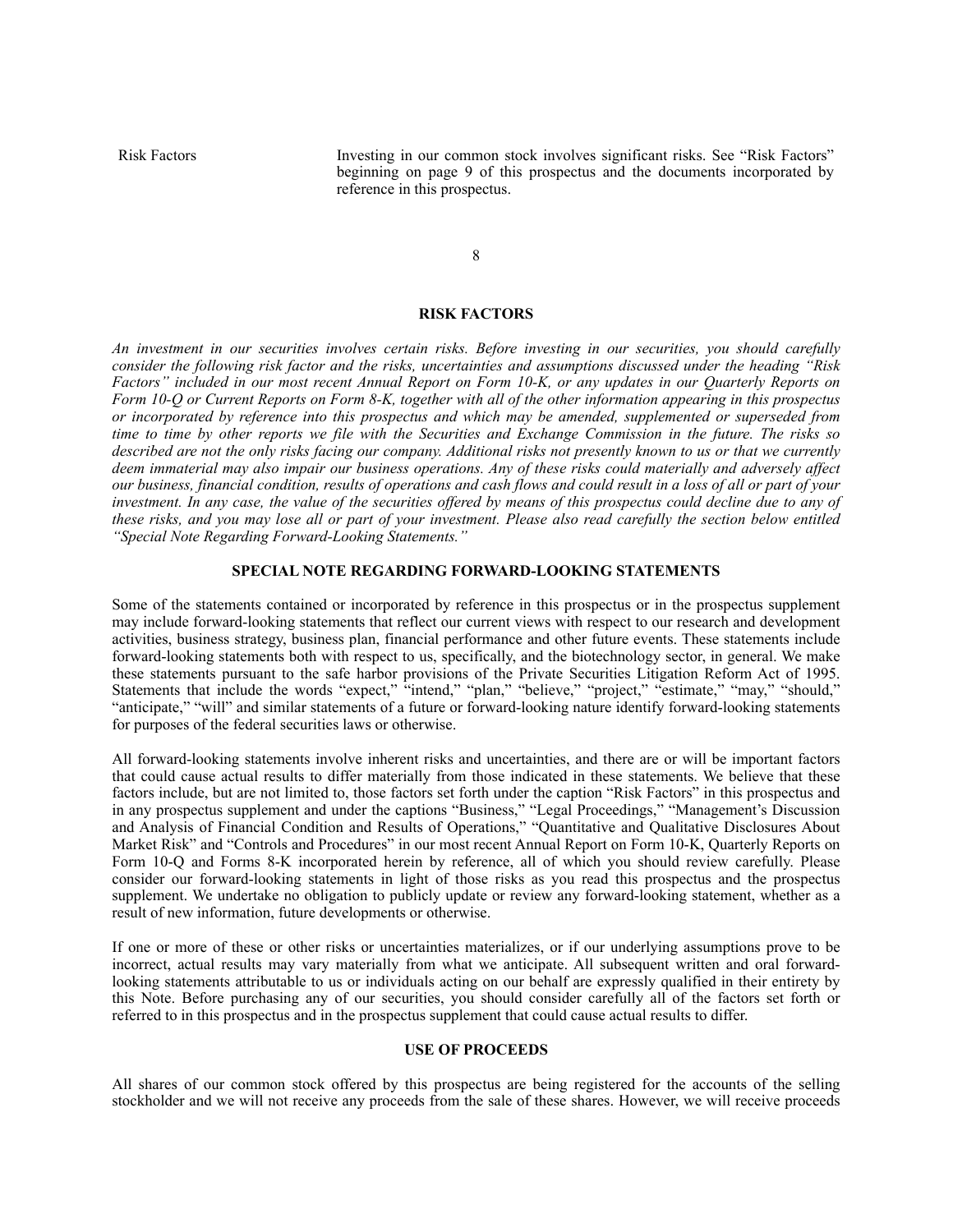| Risk Factors | Investing in our common stock involves significant risks. See "Risk Factors" beginning on page 9 of this prospectus and the documents incorporated by reference in this prospectus. |
|---|---|

## RISK FACTORS

*An investment in our securities involves certain risks. Before investing in our securities, you should carefully consider the following risk factor and the risks, uncertainties and assumptions discussed under the heading "Risk Factors" included in our most recent Annual Report on Form 10-K, or any updates in our Quarterly Reports on Form 10-Q or Current Reports on Form 8-K, together with all of the other information appearing in this prospectus or incorporated by reference into this prospectus and which may be amended, supplemented or superseded from time to time by other reports we file with the Securities and Exchange Commission in the future. The risks so described are not the only risks facing our company. Additional risks not presently known to us or that we currently deem immaterial may also impair our business operations. Any of these risks could materially and adversely affect our business, financial condition, results of operations and cash flows and could result in a loss of all or part of your investment. In any case, the value of the securities offered by means of this prospectus could decline due to any of these risks, and you may lose all or part of your investment. Please also read carefully the section below entitled "Special Note Regarding Forward-Looking Statements."*

## SPECIAL NOTE REGARDING FORWARD-LOOKING STATEMENTS

Some of the statements contained or incorporated by reference in this prospectus or in the prospectus supplement may include forward-looking statements that reflect our current views with respect to our research and development activities, business strategy, business plan, financial performance and other future events. These statements include forward-looking statements both with respect to us, specifically, and the biotechnology sector, in general. We make these statements pursuant to the safe harbor provisions of the Private Securities Litigation Reform Act of 1995. Statements that include the words "expect," "intend," "plan," "believe," "project," "estimate," "may," "should," "anticipate," "will" and similar statements of a future or forward-looking nature identify forward-looking statements for purposes of the federal securities laws or otherwise.

All forward-looking statements involve inherent risks and uncertainties, and there are or will be important factors that could cause actual results to differ materially from those indicated in these statements. We believe that these factors include, but are not limited to, those factors set forth under the caption "Risk Factors" in this prospectus and in any prospectus supplement and under the captions "Business," "Legal Proceedings," "Management's Discussion and Analysis of Financial Condition and Results of Operations," "Quantitative and Qualitative Disclosures About Market Risk" and "Controls and Procedures" in our most recent Annual Report on Form 10-K, Quarterly Reports on Form 10-Q and Forms 8-K incorporated herein by reference, all of which you should review carefully. Please consider our forward-looking statements in light of those risks as you read this prospectus and the prospectus supplement. We undertake no obligation to publicly update or review any forward-looking statement, whether as a result of new information, future developments or otherwise.

If one or more of these or other risks or uncertainties materializes, or if our underlying assumptions prove to be incorrect, actual results may vary materially from what we anticipate. All subsequent written and oral forward-looking statements attributable to us or individuals acting on our behalf are expressly qualified in their entirety by this Note. Before purchasing any of our securities, you should consider carefully all of the factors set forth or referred to in this prospectus and in the prospectus supplement that could cause actual results to differ.

## USE OF PROCEEDS

All shares of our common stock offered by this prospectus are being registered for the accounts of the selling stockholder and we will not receive any proceeds from the sale of these shares. However, we will receive proceeds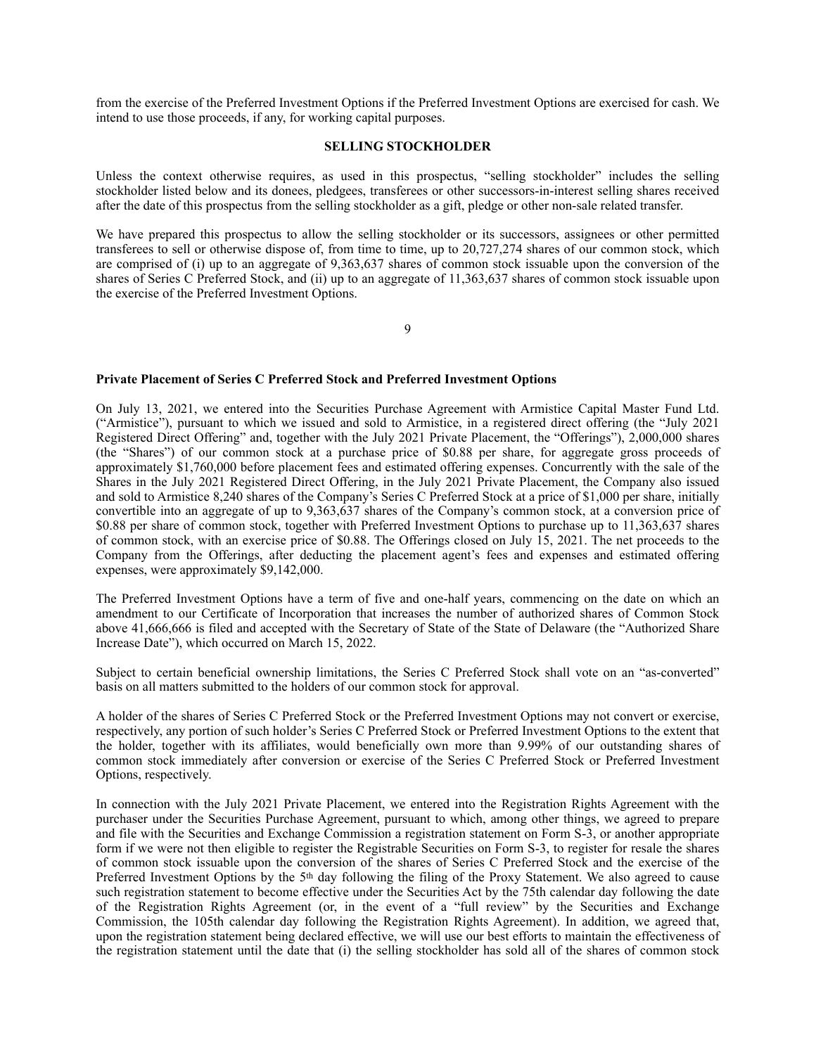from the exercise of the Preferred Investment Options if the Preferred Investment Options are exercised for cash. We intend to use those proceeds, if any, for working capital purposes.

## SELLING STOCKHOLDER

Unless the context otherwise requires, as used in this prospectus, "selling stockholder" includes the selling stockholder listed below and its donees, pledgees, transferees or other successors-in-interest selling shares received after the date of this prospectus from the selling stockholder as a gift, pledge or other non-sale related transfer.

We have prepared this prospectus to allow the selling stockholder or its successors, assignees or other permitted transferees to sell or otherwise dispose of, from time to time, up to 20,727,274 shares of our common stock, which are comprised of (i) up to an aggregate of 9,363,637 shares of common stock issuable upon the conversion of the shares of Series C Preferred Stock, and (ii) up to an aggregate of 11,363,637 shares of common stock issuable upon the exercise of the Preferred Investment Options.

### Private Placement of Series C Preferred Stock and Preferred Investment Options

On July 13, 2021, we entered into the Securities Purchase Agreement with Armistice Capital Master Fund Ltd. ("Armistice"), pursuant to which we issued and sold to Armistice, in a registered direct offering (the "July 2021 Registered Direct Offering" and, together with the July 2021 Private Placement, the "Offerings"), 2,000,000 shares (the "Shares") of our common stock at a purchase price of $0.88 per share, for aggregate gross proceeds of approximately $1,760,000 before placement fees and estimated offering expenses. Concurrently with the sale of the Shares in the July 2021 Registered Direct Offering, in the July 2021 Private Placement, the Company also issued and sold to Armistice 8,240 shares of the Company's Series C Preferred Stock at a price of $1,000 per share, initially convertible into an aggregate of up to 9,363,637 shares of the Company's common stock, at a conversion price of $0.88 per share of common stock, together with Preferred Investment Options to purchase up to 11,363,637 shares of common stock, with an exercise price of $0.88. The Offerings closed on July 15, 2021. The net proceeds to the Company from the Offerings, after deducting the placement agent's fees and expenses and estimated offering expenses, were approximately $9,142,000.

The Preferred Investment Options have a term of five and one-half years, commencing on the date on which an amendment to our Certificate of Incorporation that increases the number of authorized shares of Common Stock above 41,666,666 is filed and accepted with the Secretary of State of the State of Delaware (the "Authorized Share Increase Date"), which occurred on March 15, 2022.

Subject to certain beneficial ownership limitations, the Series C Preferred Stock shall vote on an "as-converted" basis on all matters submitted to the holders of our common stock for approval.

A holder of the shares of Series C Preferred Stock or the Preferred Investment Options may not convert or exercise, respectively, any portion of such holder's Series C Preferred Stock or Preferred Investment Options to the extent that the holder, together with its affiliates, would beneficially own more than 9.99% of our outstanding shares of common stock immediately after conversion or exercise of the Series C Preferred Stock or Preferred Investment Options, respectively.

In connection with the July 2021 Private Placement, we entered into the Registration Rights Agreement with the purchaser under the Securities Purchase Agreement, pursuant to which, among other things, we agreed to prepare and file with the Securities and Exchange Commission a registration statement on Form S-3, or another appropriate form if we were not then eligible to register the Registrable Securities on Form S-3, to register for resale the shares of common stock issuable upon the conversion of the shares of Series C Preferred Stock and the exercise of the Preferred Investment Options by the 5th day following the filing of the Proxy Statement. We also agreed to cause such registration statement to become effective under the Securities Act by the 75th calendar day following the date of the Registration Rights Agreement (or, in the event of a "full review" by the Securities and Exchange Commission, the 105th calendar day following the Registration Rights Agreement). In addition, we agreed that, upon the registration statement being declared effective, we will use our best efforts to maintain the effectiveness of the registration statement until the date that (i) the selling stockholder has sold all of the shares of common stock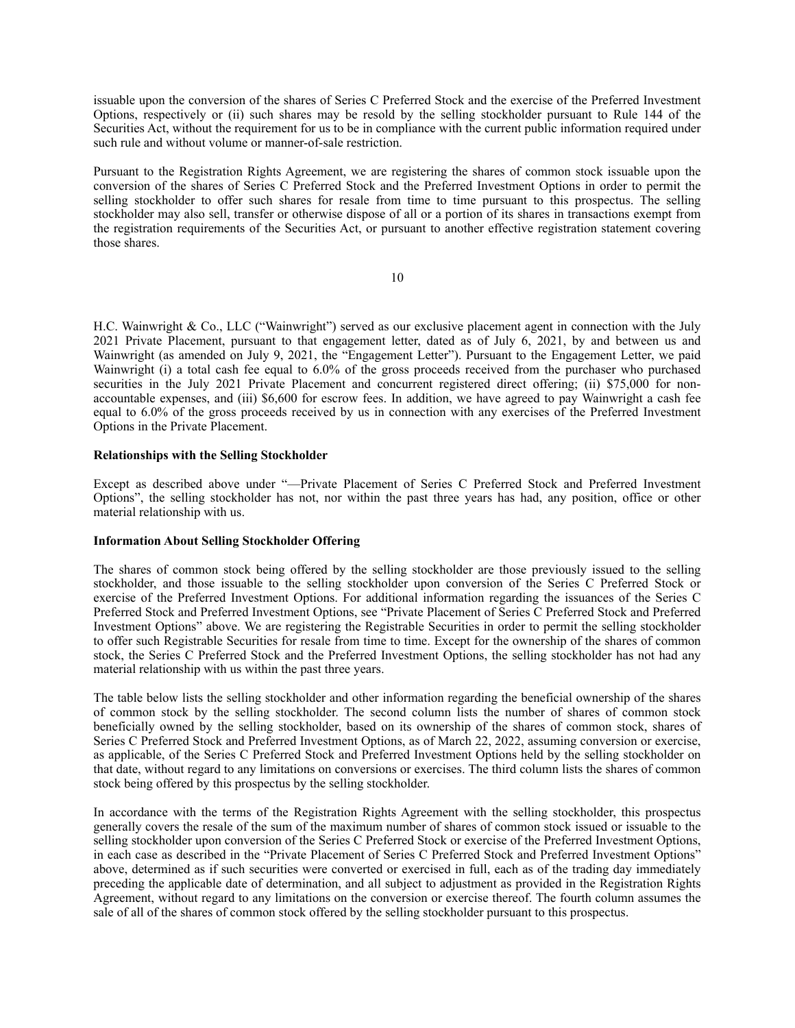issuable upon the conversion of the shares of Series C Preferred Stock and the exercise of the Preferred Investment Options, respectively or (ii) such shares may be resold by the selling stockholder pursuant to Rule 144 of the Securities Act, without the requirement for us to be in compliance with the current public information required under such rule and without volume or manner-of-sale restriction.

Pursuant to the Registration Rights Agreement, we are registering the shares of common stock issuable upon the conversion of the shares of Series C Preferred Stock and the Preferred Investment Options in order to permit the selling stockholder to offer such shares for resale from time to time pursuant to this prospectus. The selling stockholder may also sell, transfer or otherwise dispose of all or a portion of its shares in transactions exempt from the registration requirements of the Securities Act, or pursuant to another effective registration statement covering those shares.

H.C. Wainwright & Co., LLC ("Wainwright") served as our exclusive placement agent in connection with the July 2021 Private Placement, pursuant to that engagement letter, dated as of July 6, 2021, by and between us and Wainwright (as amended on July 9, 2021, the "Engagement Letter"). Pursuant to the Engagement Letter, we paid Wainwright (i) a total cash fee equal to 6.0% of the gross proceeds received from the purchaser who purchased securities in the July 2021 Private Placement and concurrent registered direct offering; (ii) $75,000 for non-accountable expenses, and (iii) $6,600 for escrow fees. In addition, we have agreed to pay Wainwright a cash fee equal to 6.0% of the gross proceeds received by us in connection with any exercises of the Preferred Investment Options in the Private Placement.

**Relationships with the Selling Stockholder**

Except as described above under "—Private Placement of Series C Preferred Stock and Preferred Investment Options", the selling stockholder has not, nor within the past three years has had, any position, office or other material relationship with us.

**Information About Selling Stockholder Offering**

The shares of common stock being offered by the selling stockholder are those previously issued to the selling stockholder, and those issuable to the selling stockholder upon conversion of the Series C Preferred Stock or exercise of the Preferred Investment Options. For additional information regarding the issuances of the Series C Preferred Stock and Preferred Investment Options, see "Private Placement of Series C Preferred Stock and Preferred Investment Options" above. We are registering the Registrable Securities in order to permit the selling stockholder to offer such Registrable Securities for resale from time to time. Except for the ownership of the shares of common stock, the Series C Preferred Stock and the Preferred Investment Options, the selling stockholder has not had any material relationship with us within the past three years.

The table below lists the selling stockholder and other information regarding the beneficial ownership of the shares of common stock by the selling stockholder. The second column lists the number of shares of common stock beneficially owned by the selling stockholder, based on its ownership of the shares of common stock, shares of Series C Preferred Stock and Preferred Investment Options, as of March 22, 2022, assuming conversion or exercise, as applicable, of the Series C Preferred Stock and Preferred Investment Options held by the selling stockholder on that date, without regard to any limitations on conversions or exercises. The third column lists the shares of common stock being offered by this prospectus by the selling stockholder.

In accordance with the terms of the Registration Rights Agreement with the selling stockholder, this prospectus generally covers the resale of the sum of the maximum number of shares of common stock issued or issuable to the selling stockholder upon conversion of the Series C Preferred Stock or exercise of the Preferred Investment Options, in each case as described in the "Private Placement of Series C Preferred Stock and Preferred Investment Options" above, determined as if such securities were converted or exercised in full, each as of the trading day immediately preceding the applicable date of determination, and all subject to adjustment as provided in the Registration Rights Agreement, without regard to any limitations on the conversion or exercise thereof. The fourth column assumes the sale of all of the shares of common stock offered by the selling stockholder pursuant to this prospectus.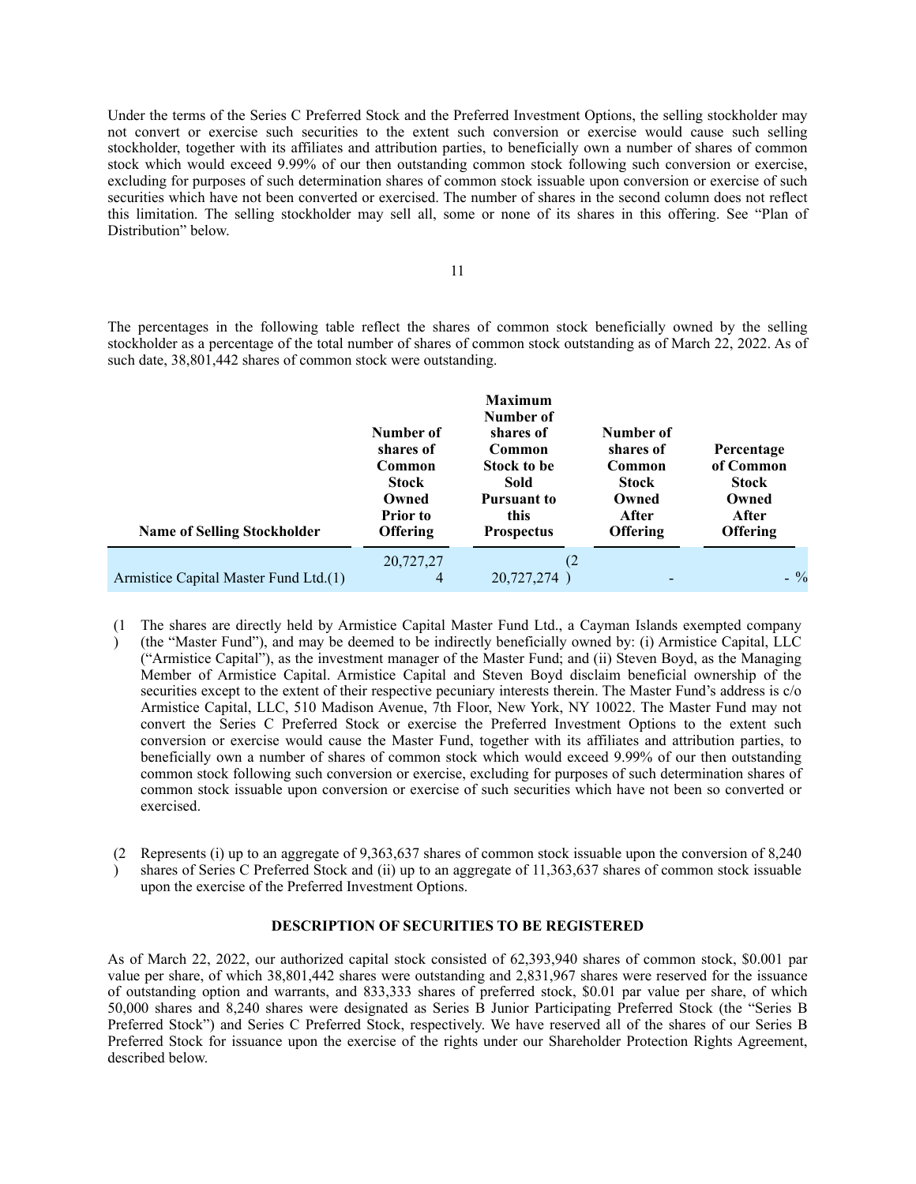Under the terms of the Series C Preferred Stock and the Preferred Investment Options, the selling stockholder may not convert or exercise such securities to the extent such conversion or exercise would cause such selling stockholder, together with its affiliates and attribution parties, to beneficially own a number of shares of common stock which would exceed 9.99% of our then outstanding common stock following such conversion or exercise, excluding for purposes of such determination shares of common stock issuable upon conversion or exercise of such securities which have not been converted or exercised. The number of shares in the second column does not reflect this limitation. The selling stockholder may sell all, some or none of its shares in this offering. See "Plan of Distribution" below.

The percentages in the following table reflect the shares of common stock beneficially owned by the selling stockholder as a percentage of the total number of shares of common stock outstanding as of March 22, 2022. As of such date, 38,801,442 shares of common stock were outstanding.

| Name of Selling Stockholder | Number of shares of Common Stock Owned Prior to Offering | Maximum Number of shares of Common Stock to be Sold Pursuant to this Prospectus | Number of shares of Common Stock Owned After Offering | Percentage of Common Stock Owned After Offering |
|---|---|---|---|---|
| Armistice Capital Master Fund Ltd.(1) | 20,727,274 | 20,727,274 (2) | - | - % |

(1) The shares are directly held by Armistice Capital Master Fund Ltd., a Cayman Islands exempted company (the "Master Fund"), and may be deemed to be indirectly beneficially owned by: (i) Armistice Capital, LLC ("Armistice Capital"), as the investment manager of the Master Fund; and (ii) Steven Boyd, as the Managing Member of Armistice Capital. Armistice Capital and Steven Boyd disclaim beneficial ownership of the securities except to the extent of their respective pecuniary interests therein. The Master Fund's address is c/o Armistice Capital, LLC, 510 Madison Avenue, 7th Floor, New York, NY 10022. The Master Fund may not convert the Series C Preferred Stock or exercise the Preferred Investment Options to the extent such conversion or exercise would cause the Master Fund, together with its affiliates and attribution parties, to beneficially own a number of shares of common stock which would exceed 9.99% of our then outstanding common stock following such conversion or exercise, excluding for purposes of such determination shares of common stock issuable upon conversion or exercise of such securities which have not been so converted or exercised.

(2) Represents (i) up to an aggregate of 9,363,637 shares of common stock issuable upon the conversion of 8,240 shares of Series C Preferred Stock and (ii) up to an aggregate of 11,363,637 shares of common stock issuable upon the exercise of the Preferred Investment Options.

## DESCRIPTION OF SECURITIES TO BE REGISTERED

As of March 22, 2022, our authorized capital stock consisted of 62,393,940 shares of common stock, $0.001 par value per share, of which 38,801,442 shares were outstanding and 2,831,967 shares were reserved for the issuance of outstanding option and warrants, and 833,333 shares of preferred stock, $0.01 par value per share, of which 50,000 shares and 8,240 shares were designated as Series B Junior Participating Preferred Stock (the "Series B Preferred Stock") and Series C Preferred Stock, respectively. We have reserved all of the shares of our Series B Preferred Stock for issuance upon the exercise of the rights under our Shareholder Protection Rights Agreement, described below.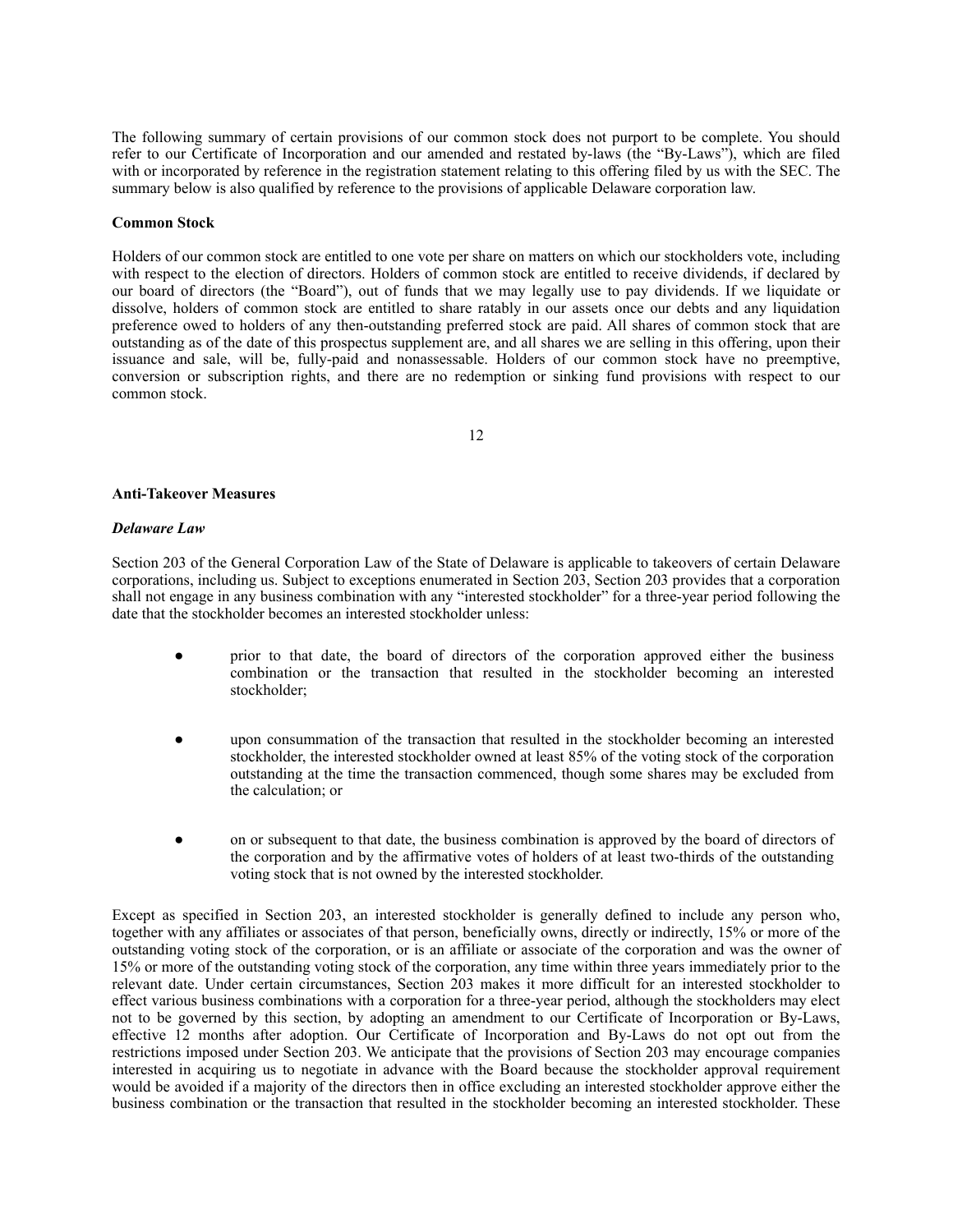The following summary of certain provisions of our common stock does not purport to be complete. You should refer to our Certificate of Incorporation and our amended and restated by-laws (the "By-Laws"), which are filed with or incorporated by reference in the registration statement relating to this offering filed by us with the SEC. The summary below is also qualified by reference to the provisions of applicable Delaware corporation law.

**Common Stock**

Holders of our common stock are entitled to one vote per share on matters on which our stockholders vote, including with respect to the election of directors. Holders of common stock are entitled to receive dividends, if declared by our board of directors (the "Board"), out of funds that we may legally use to pay dividends. If we liquidate or dissolve, holders of common stock are entitled to share ratably in our assets once our debts and any liquidation preference owed to holders of any then-outstanding preferred stock are paid. All shares of common stock that are outstanding as of the date of this prospectus supplement are, and all shares we are selling in this offering, upon their issuance and sale, will be, fully-paid and nonassessable. Holders of our common stock have no preemptive, conversion or subscription rights, and there are no redemption or sinking fund provisions with respect to our common stock.

**Anti-Takeover Measures**

***Delaware Law***

Section 203 of the General Corporation Law of the State of Delaware is applicable to takeovers of certain Delaware corporations, including us. Subject to exceptions enumerated in Section 203, Section 203 provides that a corporation shall not engage in any business combination with any "interested stockholder" for a three-year period following the date that the stockholder becomes an interested stockholder unless:

- prior to that date, the board of directors of the corporation approved either the business combination or the transaction that resulted in the stockholder becoming an interested stockholder;
- upon consummation of the transaction that resulted in the stockholder becoming an interested stockholder, the interested stockholder owned at least 85% of the voting stock of the corporation outstanding at the time the transaction commenced, though some shares may be excluded from the calculation; or
- on or subsequent to that date, the business combination is approved by the board of directors of the corporation and by the affirmative votes of holders of at least two-thirds of the outstanding voting stock that is not owned by the interested stockholder.

Except as specified in Section 203, an interested stockholder is generally defined to include any person who, together with any affiliates or associates of that person, beneficially owns, directly or indirectly, 15% or more of the outstanding voting stock of the corporation, or is an affiliate or associate of the corporation and was the owner of 15% or more of the outstanding voting stock of the corporation, any time within three years immediately prior to the relevant date. Under certain circumstances, Section 203 makes it more difficult for an interested stockholder to effect various business combinations with a corporation for a three-year period, although the stockholders may elect not to be governed by this section, by adopting an amendment to our Certificate of Incorporation or By-Laws, effective 12 months after adoption. Our Certificate of Incorporation and By-Laws do not opt out from the restrictions imposed under Section 203. We anticipate that the provisions of Section 203 may encourage companies interested in acquiring us to negotiate in advance with the Board because the stockholder approval requirement would be avoided if a majority of the directors then in office excluding an interested stockholder approve either the business combination or the transaction that resulted in the stockholder becoming an interested stockholder. These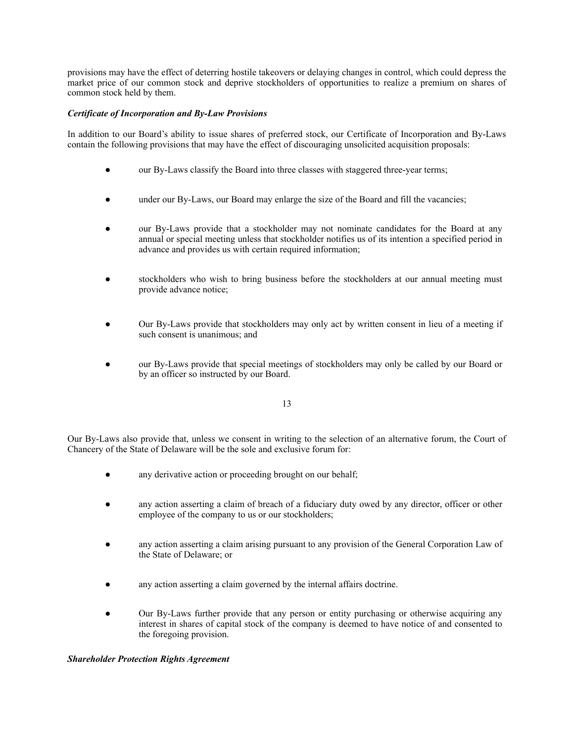provisions may have the effect of deterring hostile takeovers or delaying changes in control, which could depress the market price of our common stock and deprive stockholders of opportunities to realize a premium on shares of common stock held by them.

***Certificate of Incorporation and By-Law Provisions***

In addition to our Board's ability to issue shares of preferred stock, our Certificate of Incorporation and By-Laws contain the following provisions that may have the effect of discouraging unsolicited acquisition proposals:

- our By-Laws classify the Board into three classes with staggered three-year terms;
- under our By-Laws, our Board may enlarge the size of the Board and fill the vacancies;
- our By-Laws provide that a stockholder may not nominate candidates for the Board at any annual or special meeting unless that stockholder notifies us of its intention a specified period in advance and provides us with certain required information;
- stockholders who wish to bring business before the stockholders at our annual meeting must provide advance notice;
- Our By-Laws provide that stockholders may only act by written consent in lieu of a meeting if such consent is unanimous; and
- our By-Laws provide that special meetings of stockholders may only be called by our Board or by an officer so instructed by our Board.

Our By-Laws also provide that, unless we consent in writing to the selection of an alternative forum, the Court of Chancery of the State of Delaware will be the sole and exclusive forum for:

- any derivative action or proceeding brought on our behalf;
- any action asserting a claim of breach of a fiduciary duty owed by any director, officer or other employee of the company to us or our stockholders;
- any action asserting a claim arising pursuant to any provision of the General Corporation Law of the State of Delaware; or
- any action asserting a claim governed by the internal affairs doctrine.
- Our By-Laws further provide that any person or entity purchasing or otherwise acquiring any interest in shares of capital stock of the company is deemed to have notice of and consented to the foregoing provision.

***Shareholder Protection Rights Agreement***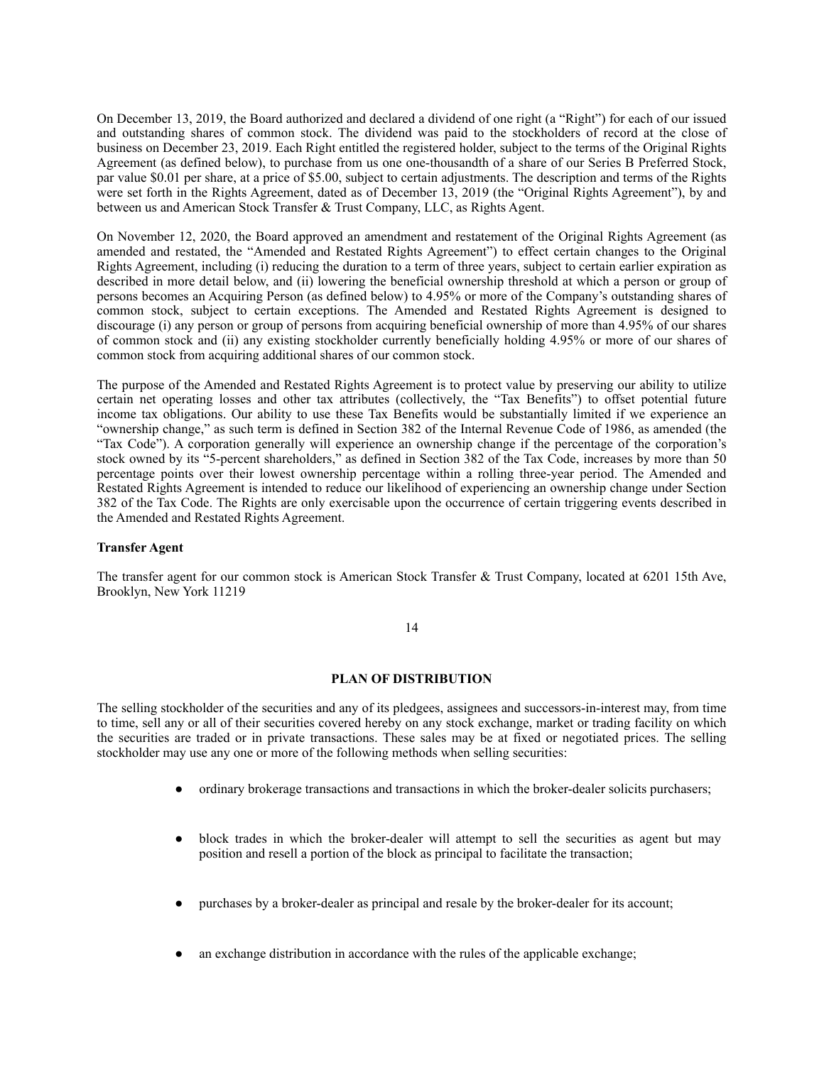On December 13, 2019, the Board authorized and declared a dividend of one right (a "Right") for each of our issued and outstanding shares of common stock. The dividend was paid to the stockholders of record at the close of business on December 23, 2019. Each Right entitled the registered holder, subject to the terms of the Original Rights Agreement (as defined below), to purchase from us one one-thousandth of a share of our Series B Preferred Stock, par value $0.01 per share, at a price of $5.00, subject to certain adjustments. The description and terms of the Rights were set forth in the Rights Agreement, dated as of December 13, 2019 (the "Original Rights Agreement"), by and between us and American Stock Transfer & Trust Company, LLC, as Rights Agent.

On November 12, 2020, the Board approved an amendment and restatement of the Original Rights Agreement (as amended and restated, the "Amended and Restated Rights Agreement") to effect certain changes to the Original Rights Agreement, including (i) reducing the duration to a term of three years, subject to certain earlier expiration as described in more detail below, and (ii) lowering the beneficial ownership threshold at which a person or group of persons becomes an Acquiring Person (as defined below) to 4.95% or more of the Company's outstanding shares of common stock, subject to certain exceptions. The Amended and Restated Rights Agreement is designed to discourage (i) any person or group of persons from acquiring beneficial ownership of more than 4.95% of our shares of common stock and (ii) any existing stockholder currently beneficially holding 4.95% or more of our shares of common stock from acquiring additional shares of our common stock.

The purpose of the Amended and Restated Rights Agreement is to protect value by preserving our ability to utilize certain net operating losses and other tax attributes (collectively, the "Tax Benefits") to offset potential future income tax obligations. Our ability to use these Tax Benefits would be substantially limited if we experience an "ownership change," as such term is defined in Section 382 of the Internal Revenue Code of 1986, as amended (the "Tax Code"). A corporation generally will experience an ownership change if the percentage of the corporation's stock owned by its "5-percent shareholders," as defined in Section 382 of the Tax Code, increases by more than 50 percentage points over their lowest ownership percentage within a rolling three-year period. The Amended and Restated Rights Agreement is intended to reduce our likelihood of experiencing an ownership change under Section 382 of the Tax Code. The Rights are only exercisable upon the occurrence of certain triggering events described in the Amended and Restated Rights Agreement.

**Transfer Agent**

The transfer agent for our common stock is American Stock Transfer & Trust Company, located at 6201 15th Ave, Brooklyn, New York 11219

## PLAN OF DISTRIBUTION

The selling stockholder of the securities and any of its pledgees, assignees and successors-in-interest may, from time to time, sell any or all of their securities covered hereby on any stock exchange, market or trading facility on which the securities are traded or in private transactions. These sales may be at fixed or negotiated prices. The selling stockholder may use any one or more of the following methods when selling securities:

- ordinary brokerage transactions and transactions in which the broker-dealer solicits purchasers;
- block trades in which the broker-dealer will attempt to sell the securities as agent but may position and resell a portion of the block as principal to facilitate the transaction;
- purchases by a broker-dealer as principal and resale by the broker-dealer for its account;
- an exchange distribution in accordance with the rules of the applicable exchange;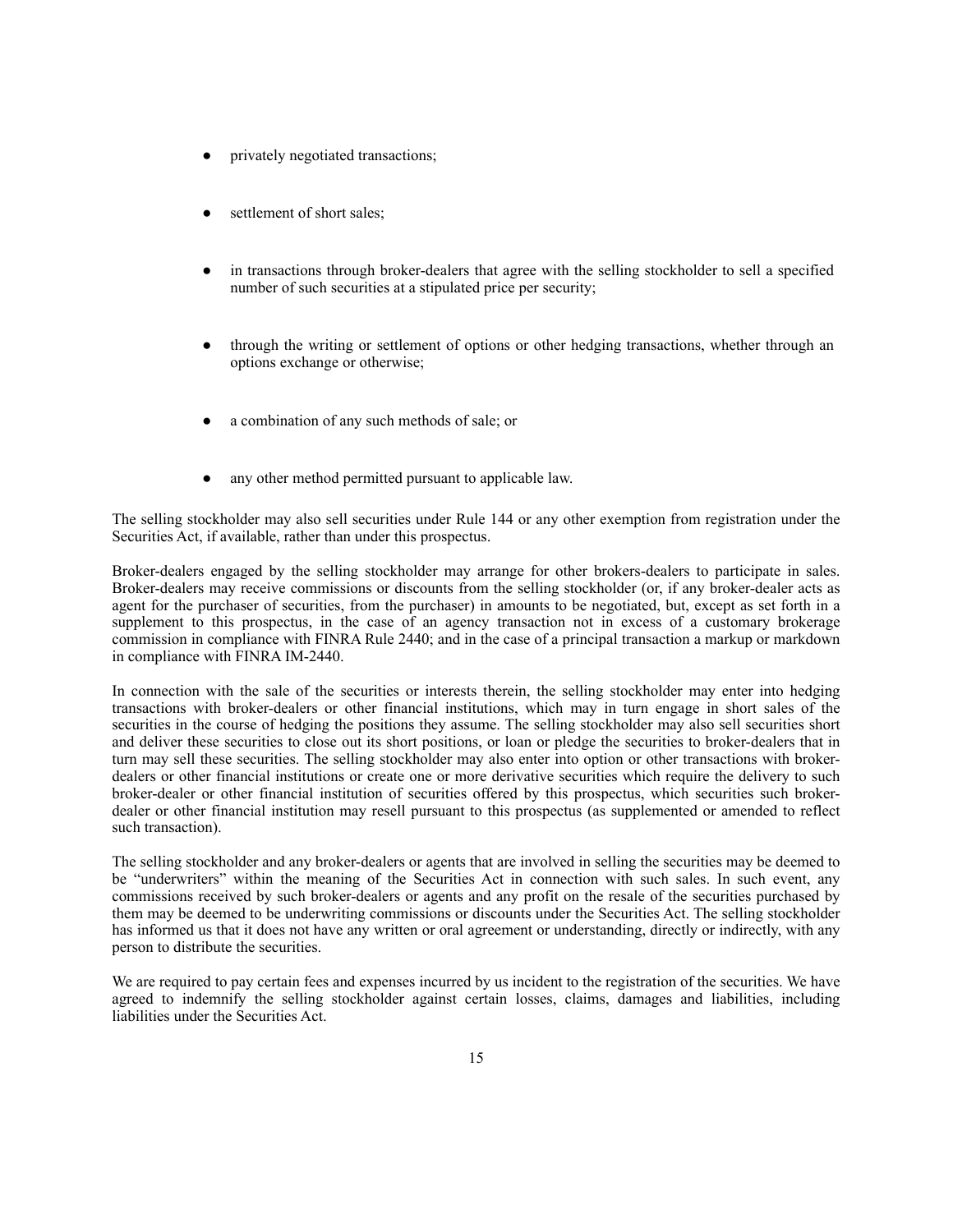- privately negotiated transactions;
- settlement of short sales;
- in transactions through broker-dealers that agree with the selling stockholder to sell a specified number of such securities at a stipulated price per security;
- through the writing or settlement of options or other hedging transactions, whether through an options exchange or otherwise;
- a combination of any such methods of sale; or
- any other method permitted pursuant to applicable law.

The selling stockholder may also sell securities under Rule 144 or any other exemption from registration under the Securities Act, if available, rather than under this prospectus.

Broker-dealers engaged by the selling stockholder may arrange for other brokers-dealers to participate in sales. Broker-dealers may receive commissions or discounts from the selling stockholder (or, if any broker-dealer acts as agent for the purchaser of securities, from the purchaser) in amounts to be negotiated, but, except as set forth in a supplement to this prospectus, in the case of an agency transaction not in excess of a customary brokerage commission in compliance with FINRA Rule 2440; and in the case of a principal transaction a markup or markdown in compliance with FINRA IM-2440.

In connection with the sale of the securities or interests therein, the selling stockholder may enter into hedging transactions with broker-dealers or other financial institutions, which may in turn engage in short sales of the securities in the course of hedging the positions they assume. The selling stockholder may also sell securities short and deliver these securities to close out its short positions, or loan or pledge the securities to broker-dealers that in turn may sell these securities. The selling stockholder may also enter into option or other transactions with broker-dealers or other financial institutions or create one or more derivative securities which require the delivery to such broker-dealer or other financial institution of securities offered by this prospectus, which securities such broker-dealer or other financial institution may resell pursuant to this prospectus (as supplemented or amended to reflect such transaction).

The selling stockholder and any broker-dealers or agents that are involved in selling the securities may be deemed to be "underwriters" within the meaning of the Securities Act in connection with such sales. In such event, any commissions received by such broker-dealers or agents and any profit on the resale of the securities purchased by them may be deemed to be underwriting commissions or discounts under the Securities Act. The selling stockholder has informed us that it does not have any written or oral agreement or understanding, directly or indirectly, with any person to distribute the securities.

We are required to pay certain fees and expenses incurred by us incident to the registration of the securities. We have agreed to indemnify the selling stockholder against certain losses, claims, damages and liabilities, including liabilities under the Securities Act.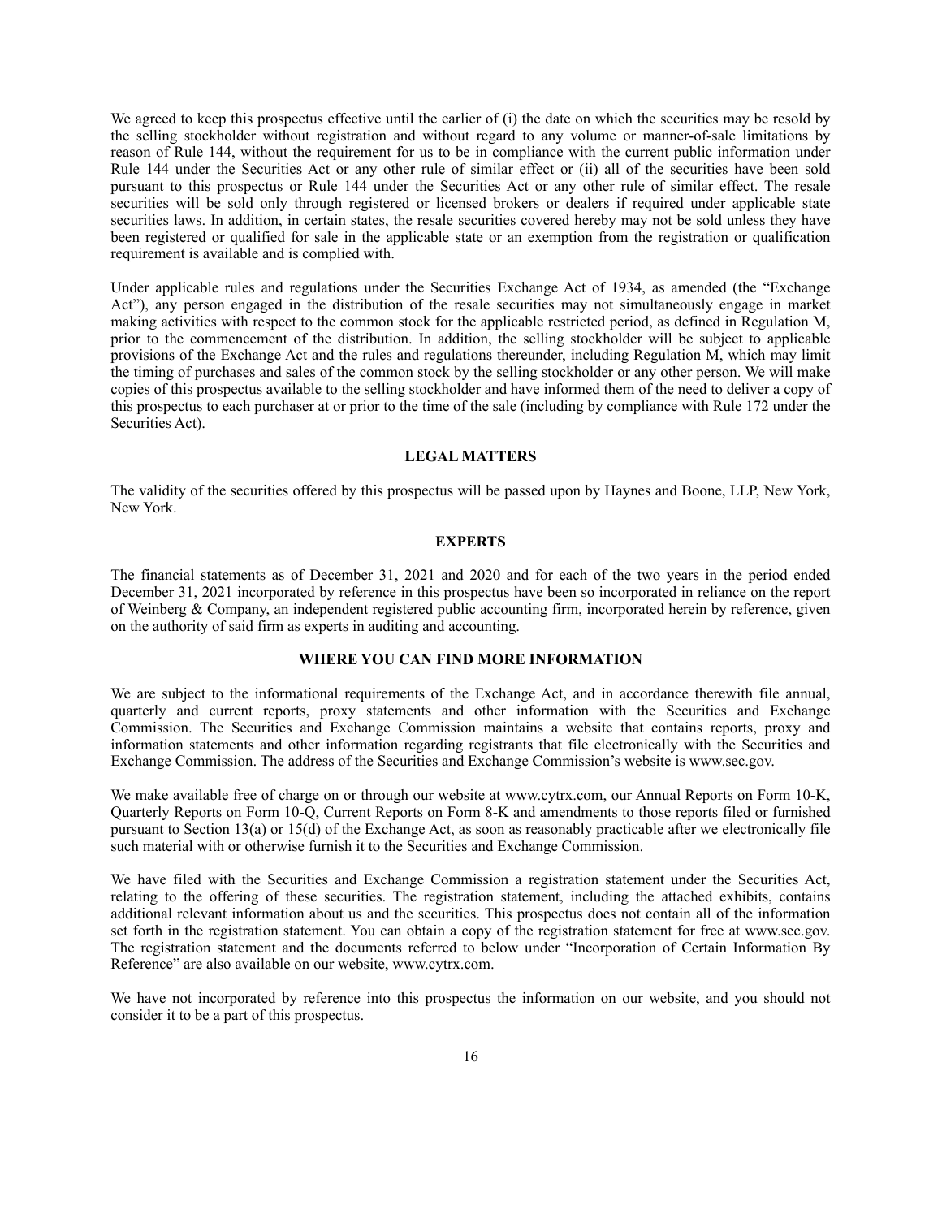We agreed to keep this prospectus effective until the earlier of (i) the date on which the securities may be resold by the selling stockholder without registration and without regard to any volume or manner-of-sale limitations by reason of Rule 144, without the requirement for us to be in compliance with the current public information under Rule 144 under the Securities Act or any other rule of similar effect or (ii) all of the securities have been sold pursuant to this prospectus or Rule 144 under the Securities Act or any other rule of similar effect. The resale securities will be sold only through registered or licensed brokers or dealers if required under applicable state securities laws. In addition, in certain states, the resale securities covered hereby may not be sold unless they have been registered or qualified for sale in the applicable state or an exemption from the registration or qualification requirement is available and is complied with.

Under applicable rules and regulations under the Securities Exchange Act of 1934, as amended (the "Exchange Act"), any person engaged in the distribution of the resale securities may not simultaneously engage in market making activities with respect to the common stock for the applicable restricted period, as defined in Regulation M, prior to the commencement of the distribution. In addition, the selling stockholder will be subject to applicable provisions of the Exchange Act and the rules and regulations thereunder, including Regulation M, which may limit the timing of purchases and sales of the common stock by the selling stockholder or any other person. We will make copies of this prospectus available to the selling stockholder and have informed them of the need to deliver a copy of this prospectus to each purchaser at or prior to the time of the sale (including by compliance with Rule 172 under the Securities Act).

## LEGAL MATTERS

The validity of the securities offered by this prospectus will be passed upon by Haynes and Boone, LLP, New York, New York.

## EXPERTS

The financial statements as of December 31, 2021 and 2020 and for each of the two years in the period ended December 31, 2021 incorporated by reference in this prospectus have been so incorporated in reliance on the report of Weinberg & Company, an independent registered public accounting firm, incorporated herein by reference, given on the authority of said firm as experts in auditing and accounting.

## WHERE YOU CAN FIND MORE INFORMATION

We are subject to the informational requirements of the Exchange Act, and in accordance therewith file annual, quarterly and current reports, proxy statements and other information with the Securities and Exchange Commission. The Securities and Exchange Commission maintains a website that contains reports, proxy and information statements and other information regarding registrants that file electronically with the Securities and Exchange Commission. The address of the Securities and Exchange Commission's website is www.sec.gov.

We make available free of charge on or through our website at www.cytrx.com, our Annual Reports on Form 10-K, Quarterly Reports on Form 10-Q, Current Reports on Form 8-K and amendments to those reports filed or furnished pursuant to Section 13(a) or 15(d) of the Exchange Act, as soon as reasonably practicable after we electronically file such material with or otherwise furnish it to the Securities and Exchange Commission.

We have filed with the Securities and Exchange Commission a registration statement under the Securities Act, relating to the offering of these securities. The registration statement, including the attached exhibits, contains additional relevant information about us and the securities. This prospectus does not contain all of the information set forth in the registration statement. You can obtain a copy of the registration statement for free at www.sec.gov. The registration statement and the documents referred to below under "Incorporation of Certain Information By Reference" are also available on our website, www.cytrx.com.

We have not incorporated by reference into this prospectus the information on our website, and you should not consider it to be a part of this prospectus.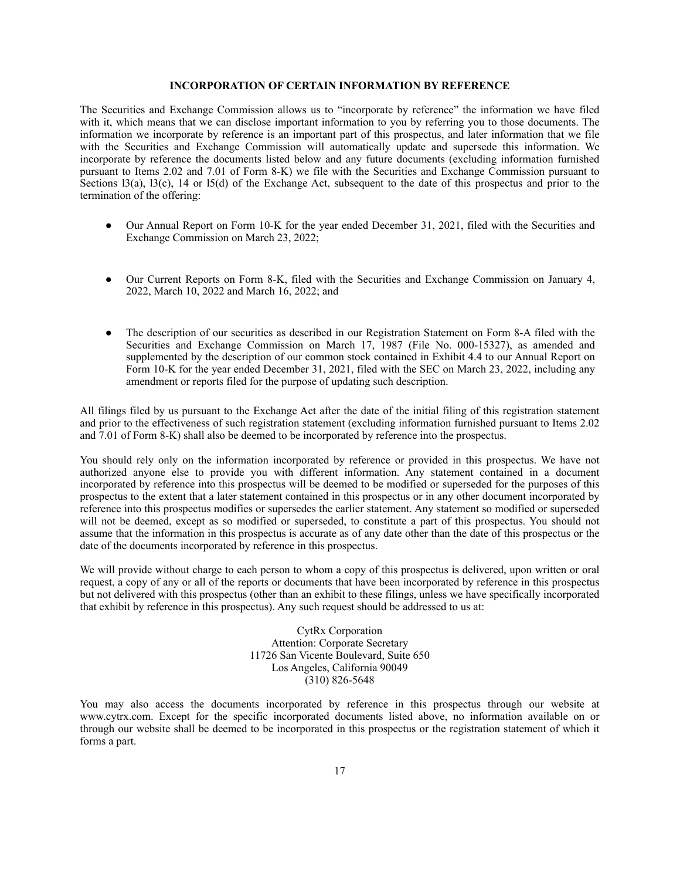## INCORPORATION OF CERTAIN INFORMATION BY REFERENCE

The Securities and Exchange Commission allows us to "incorporate by reference" the information we have filed with it, which means that we can disclose important information to you by referring you to those documents. The information we incorporate by reference is an important part of this prospectus, and later information that we file with the Securities and Exchange Commission will automatically update and supersede this information. We incorporate by reference the documents listed below and any future documents (excluding information furnished pursuant to Items 2.02 and 7.01 of Form 8-K) we file with the Securities and Exchange Commission pursuant to Sections l3(a), l3(c), 14 or l5(d) of the Exchange Act, subsequent to the date of this prospectus and prior to the termination of the offering:

- Our Annual Report on Form 10-K for the year ended December 31, 2021, filed with the Securities and Exchange Commission on March 23, 2022;
- Our Current Reports on Form 8-K, filed with the Securities and Exchange Commission on January 4, 2022, March 10, 2022 and March 16, 2022; and
- The description of our securities as described in our Registration Statement on Form 8-A filed with the Securities and Exchange Commission on March 17, 1987 (File No. 000-15327), as amended and supplemented by the description of our common stock contained in Exhibit 4.4 to our Annual Report on Form 10-K for the year ended December 31, 2021, filed with the SEC on March 23, 2022, including any amendment or reports filed for the purpose of updating such description.

All filings filed by us pursuant to the Exchange Act after the date of the initial filing of this registration statement and prior to the effectiveness of such registration statement (excluding information furnished pursuant to Items 2.02 and 7.01 of Form 8-K) shall also be deemed to be incorporated by reference into the prospectus.

You should rely only on the information incorporated by reference or provided in this prospectus. We have not authorized anyone else to provide you with different information. Any statement contained in a document incorporated by reference into this prospectus will be deemed to be modified or superseded for the purposes of this prospectus to the extent that a later statement contained in this prospectus or in any other document incorporated by reference into this prospectus modifies or supersedes the earlier statement. Any statement so modified or superseded will not be deemed, except as so modified or superseded, to constitute a part of this prospectus. You should not assume that the information in this prospectus is accurate as of any date other than the date of this prospectus or the date of the documents incorporated by reference in this prospectus.

We will provide without charge to each person to whom a copy of this prospectus is delivered, upon written or oral request, a copy of any or all of the reports or documents that have been incorporated by reference in this prospectus but not delivered with this prospectus (other than an exhibit to these filings, unless we have specifically incorporated that exhibit by reference in this prospectus). Any such request should be addressed to us at:

CytRx Corporation
Attention: Corporate Secretary
11726 San Vicente Boulevard, Suite 650
Los Angeles, California 90049
(310) 826-5648

You may also access the documents incorporated by reference in this prospectus through our website at www.cytrx.com. Except for the specific incorporated documents listed above, no information available on or through our website shall be deemed to be incorporated in this prospectus or the registration statement of which it forms a part.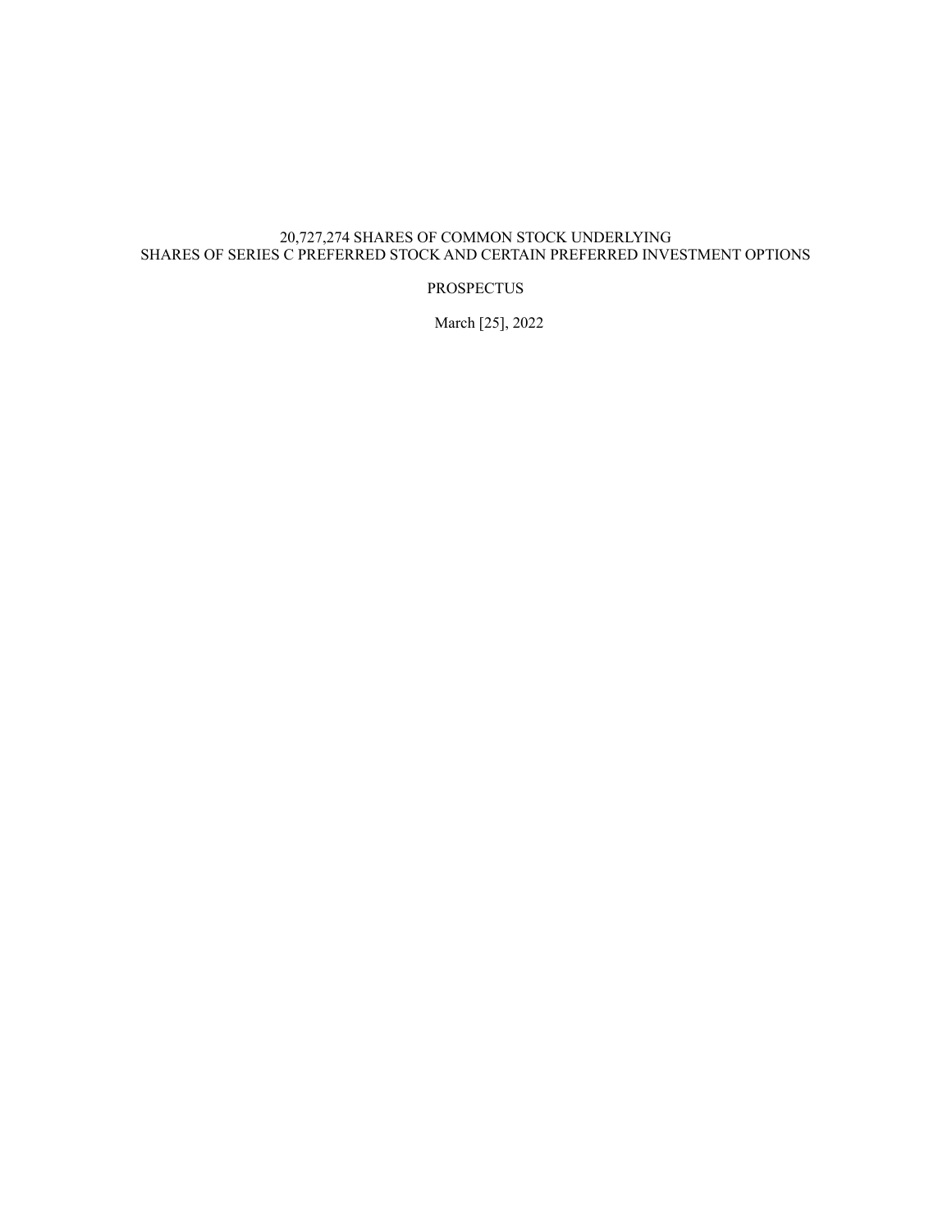20,727,274 SHARES OF COMMON STOCK UNDERLYING
SHARES OF SERIES C PREFERRED STOCK AND CERTAIN PREFERRED INVESTMENT OPTIONS

PROSPECTUS

March [25], 2022